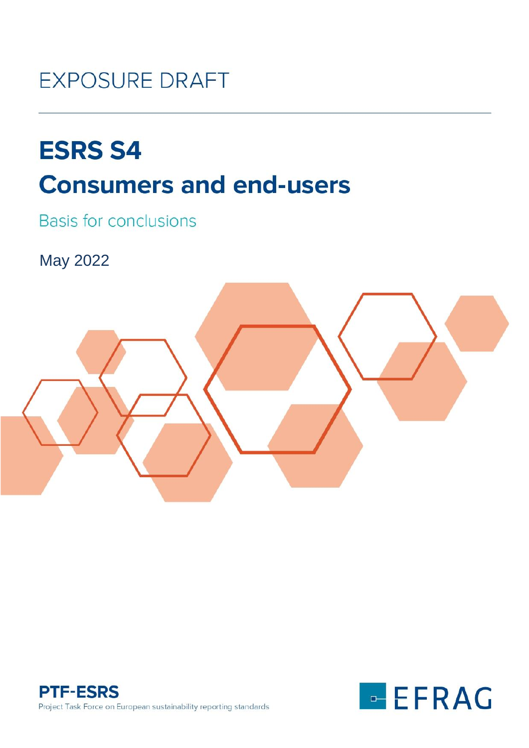EXPOSURE DRAFT

# ESRS S4
# Consumers and end-users

Basis for conclusions

May 2022

**PTF-ESRS**
Project Task Force on European sustainability reporting standards

EFRAG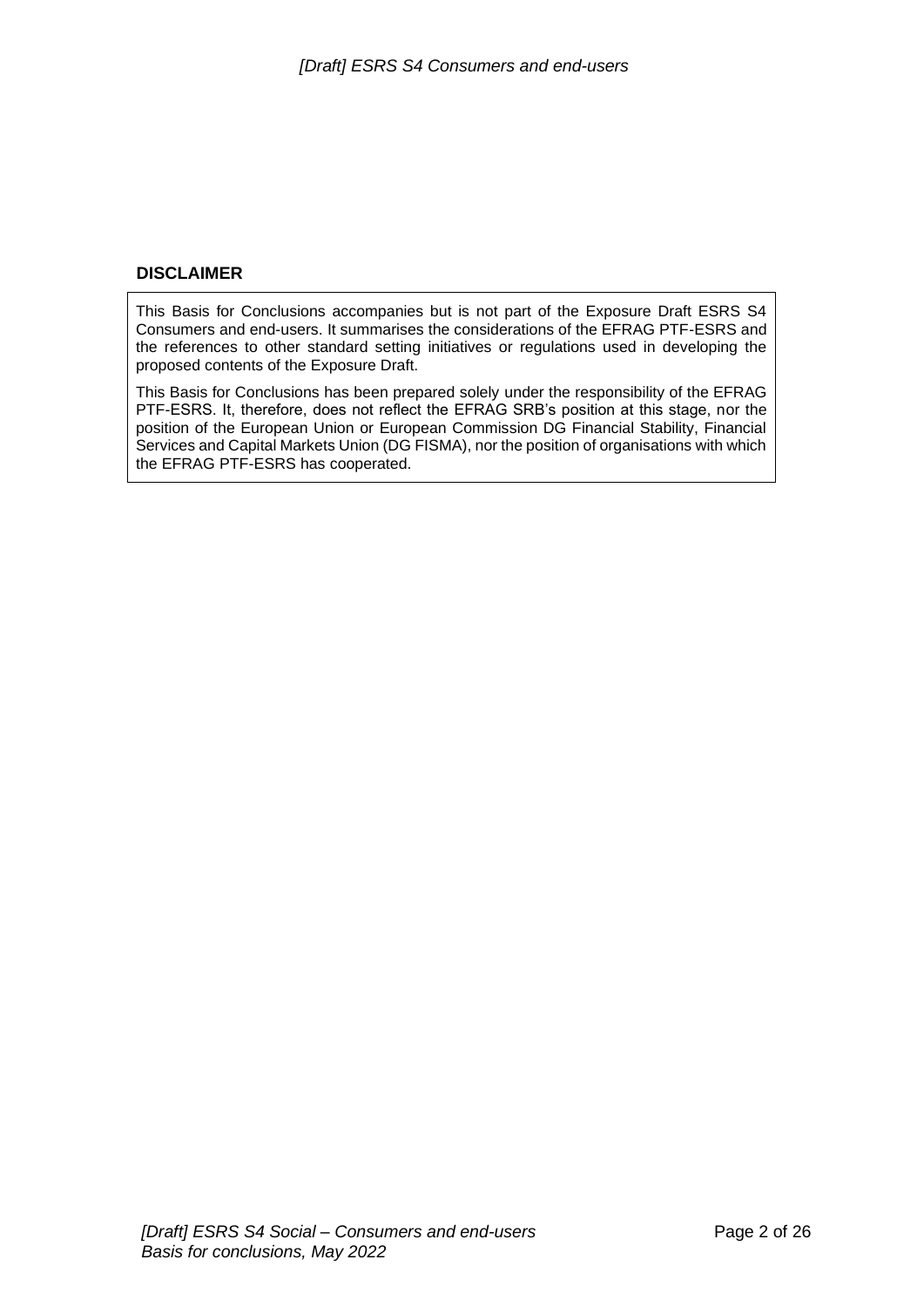## DISCLAIMER

This Basis for Conclusions accompanies but is not part of the Exposure Draft ESRS S4 Consumers and end-users. It summarises the considerations of the EFRAG PTF-ESRS and the references to other standard setting initiatives or regulations used in developing the proposed contents of the Exposure Draft.

This Basis for Conclusions has been prepared solely under the responsibility of the EFRAG PTF-ESRS. It, therefore, does not reflect the EFRAG SRB's position at this stage, nor the position of the European Union or European Commission DG Financial Stability, Financial Services and Capital Markets Union (DG FISMA), nor the position of organisations with which the EFRAG PTF-ESRS has cooperated.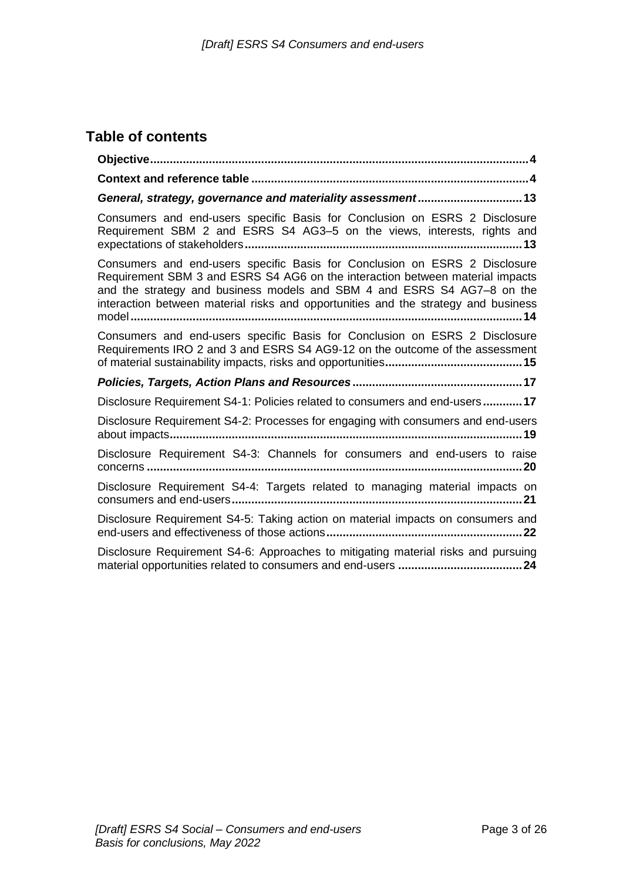## Table of contents

**Objective** .......... **4**

**Context and reference table** .......... **4**

***General, strategy, governance and materiality assessment*** .......... **13**

Consumers and end-users specific Basis for Conclusion on ESRS 2 Disclosure Requirement SBM 2 and ESRS S4 AG3–5 on the views, interests, rights and expectations of stakeholders .......... **13**

Consumers and end-users specific Basis for Conclusion on ESRS 2 Disclosure Requirement SBM 3 and ESRS S4 AG6 on the interaction between material impacts and the strategy and business models and SBM 4 and ESRS S4 AG7–8 on the interaction between material risks and opportunities and the strategy and business model .......... **14**

Consumers and end-users specific Basis for Conclusion on ESRS 2 Disclosure Requirements IRO 2 and 3 and ESRS S4 AG9-12 on the outcome of the assessment of material sustainability impacts, risks and opportunities .......... **15**

***Policies, Targets, Action Plans and Resources*** .......... **17**

Disclosure Requirement S4-1: Policies related to consumers and end-users .......... **17**

Disclosure Requirement S4-2: Processes for engaging with consumers and end-users about impacts .......... **19**

Disclosure Requirement S4-3: Channels for consumers and end-users to raise concerns .......... **20**

Disclosure Requirement S4-4: Targets related to managing material impacts on consumers and end-users .......... **21**

Disclosure Requirement S4-5: Taking action on material impacts on consumers and end-users and effectiveness of those actions .......... **22**

Disclosure Requirement S4-6: Approaches to mitigating material risks and pursuing material opportunities related to consumers and end-users .......... **24**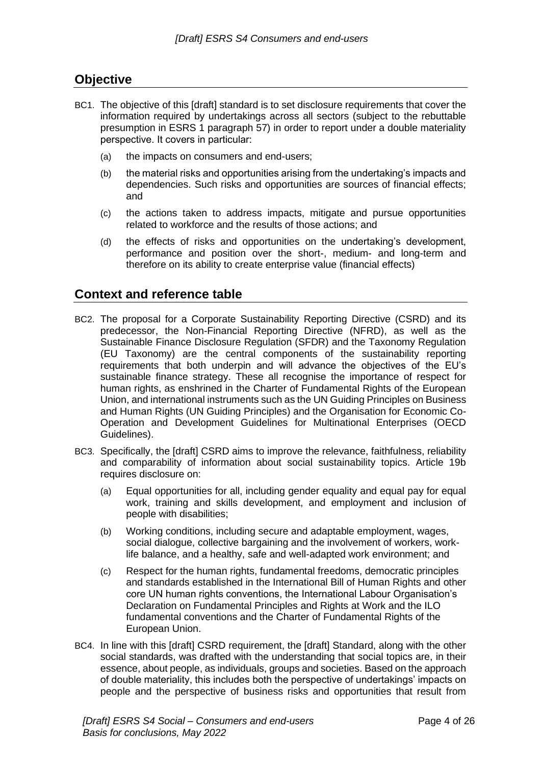## Objective

BC1. The objective of this [draft] standard is to set disclosure requirements that cover the information required by undertakings across all sectors (subject to the rebuttable presumption in ESRS 1 paragraph 57) in order to report under a double materiality perspective. It covers in particular:

(a) the impacts on consumers and end-users;

(b) the material risks and opportunities arising from the undertaking's impacts and dependencies. Such risks and opportunities are sources of financial effects; and

(c) the actions taken to address impacts, mitigate and pursue opportunities related to workforce and the results of those actions; and

(d) the effects of risks and opportunities on the undertaking's development, performance and position over the short-, medium- and long-term and therefore on its ability to create enterprise value (financial effects)

## Context and reference table

BC2. The proposal for a Corporate Sustainability Reporting Directive (CSRD) and its predecessor, the Non-Financial Reporting Directive (NFRD), as well as the Sustainable Finance Disclosure Regulation (SFDR) and the Taxonomy Regulation (EU Taxonomy) are the central components of the sustainability reporting requirements that both underpin and will advance the objectives of the EU's sustainable finance strategy. These all recognise the importance of respect for human rights, as enshrined in the Charter of Fundamental Rights of the European Union, and international instruments such as the UN Guiding Principles on Business and Human Rights (UN Guiding Principles) and the Organisation for Economic Co-Operation and Development Guidelines for Multinational Enterprises (OECD Guidelines).

BC3. Specifically, the [draft] CSRD aims to improve the relevance, faithfulness, reliability and comparability of information about social sustainability topics. Article 19b requires disclosure on:

(a) Equal opportunities for all, including gender equality and equal pay for equal work, training and skills development, and employment and inclusion of people with disabilities;

(b) Working conditions, including secure and adaptable employment, wages, social dialogue, collective bargaining and the involvement of workers, work-life balance, and a healthy, safe and well-adapted work environment; and

(c) Respect for the human rights, fundamental freedoms, democratic principles and standards established in the International Bill of Human Rights and other core UN human rights conventions, the International Labour Organisation's Declaration on Fundamental Principles and Rights at Work and the ILO fundamental conventions and the Charter of Fundamental Rights of the European Union.

BC4. In line with this [draft] CSRD requirement, the [draft] Standard, along with the other social standards, was drafted with the understanding that social topics are, in their essence, about people, as individuals, groups and societies. Based on the approach of double materiality, this includes both the perspective of undertakings' impacts on people and the perspective of business risks and opportunities that result from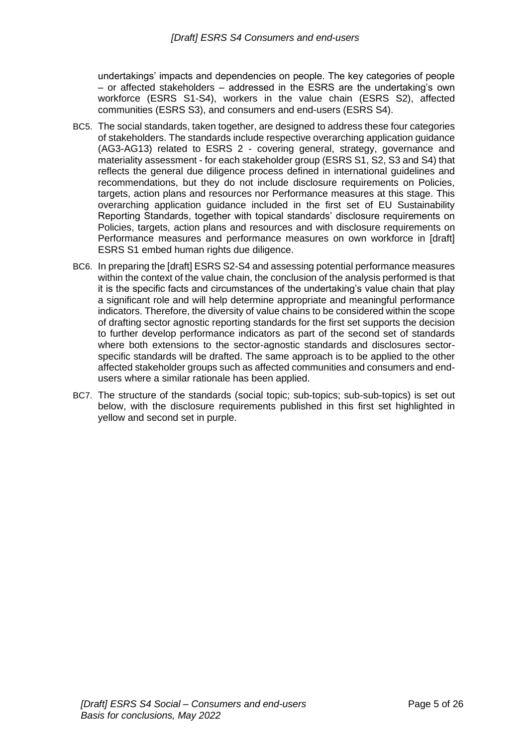undertakings' impacts and dependencies on people. The key categories of people – or affected stakeholders – addressed in the ESRS are the undertaking's own workforce (ESRS S1-S4), workers in the value chain (ESRS S2), affected communities (ESRS S3), and consumers and end-users (ESRS S4).

BC5. The social standards, taken together, are designed to address these four categories of stakeholders. The standards include respective overarching application guidance (AG3-AG13) related to ESRS 2 - covering general, strategy, governance and materiality assessment - for each stakeholder group (ESRS S1, S2, S3 and S4) that reflects the general due diligence process defined in international guidelines and recommendations, but they do not include disclosure requirements on Policies, targets, action plans and resources nor Performance measures at this stage. This overarching application guidance included in the first set of EU Sustainability Reporting Standards, together with topical standards' disclosure requirements on Policies, targets, action plans and resources and with disclosure requirements on Performance measures and performance measures on own workforce in [draft] ESRS S1 embed human rights due diligence.

BC6. In preparing the [draft] ESRS S2-S4 and assessing potential performance measures within the context of the value chain, the conclusion of the analysis performed is that it is the specific facts and circumstances of the undertaking's value chain that play a significant role and will help determine appropriate and meaningful performance indicators. Therefore, the diversity of value chains to be considered within the scope of drafting sector agnostic reporting standards for the first set supports the decision to further develop performance indicators as part of the second set of standards where both extensions to the sector-agnostic standards and disclosures sector-specific standards will be drafted. The same approach is to be applied to the other affected stakeholder groups such as affected communities and consumers and end-users where a similar rationale has been applied.

BC7. The structure of the standards (social topic; sub-topics; sub-sub-topics) is set out below, with the disclosure requirements published in this first set highlighted in yellow and second set in purple.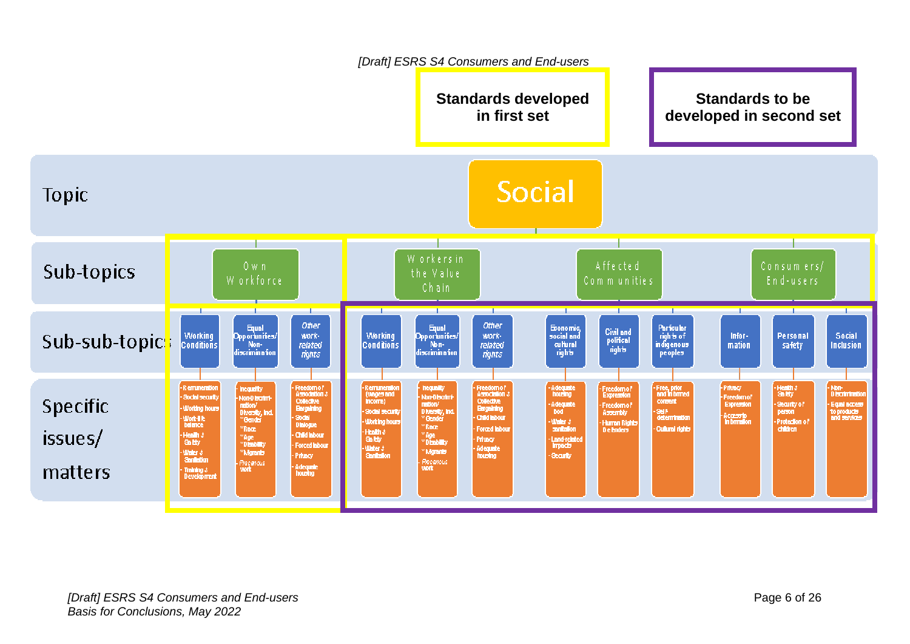*[Draft] ESRS S4 Consumers and End-users*

**Standards developed in first set** (Own Workforce)

**Standards to be developed in second set** (Workers in the Value Chain, Affected Communities, Consumers/End-users)

**Topic:** Social

| Sub-topics | Sub-sub-topics | Specific issues/matters |
|---|---|---|
| Own Workforce | Working Conditions | - Remuneration<br>- Social security<br>- Working hours<br>- Work-life balance<br>- Health & Safety<br>- Water & Sanitation<br>- Training & Development |
| | Equal Opportunities/ Non-discrimination | - Inequality<br>- Non-Discrimination/ Diversity, incl. *Gender *Race *Age *Disability *Migrants<br>- Precarious work |
| | *Other work-related rights* | - Freedom of Association & Collective Bargaining<br>- Social Dialogue<br>- Child labour<br>- Forced labour<br>- Privacy<br>- Adequate housing |
| Workers in the Value Chain | Working Conditions | - Remuneration (wages and income)<br>- Social security<br>- Working hours<br>- Health & Safety<br>- Water & Sanitation |
| | Equal Opportunities/ Non-discrimination | - Inequality<br>- Non-Discrimination/ Diversity, incl. *Gender *Race *Age *Disability *Migrants<br>- Precarious work |
| | *Other work-related rights* | - Freedom of Association & Collective Bargaining<br>- Child labour<br>- Forced labour<br>- Privacy<br>- Adequate housing |
| Affected Communities | Economic, social and cultural rights | - Adequate housing<br>- Adequate food<br>- Water & sanitation<br>- Land-related impacts<br>- Security |
| | Civil and political rights | - Freedom of Expression<br>- Freedom of Assembly<br>- Human Rights Defenders |
| | Particular rights of indigenous peoples | - Free, prior and informed consent<br>- Self-determination<br>- Cultural rights |
| Consumers/ End-users | Information | - Privacy<br>- Freedom of Expression<br>- Access to information |
| | Personal safety | - Health & Safety<br>- Security of person<br>- Protection of children |
| | Social Inclusion | - Non-Discrimination<br>- Equal access to products and services |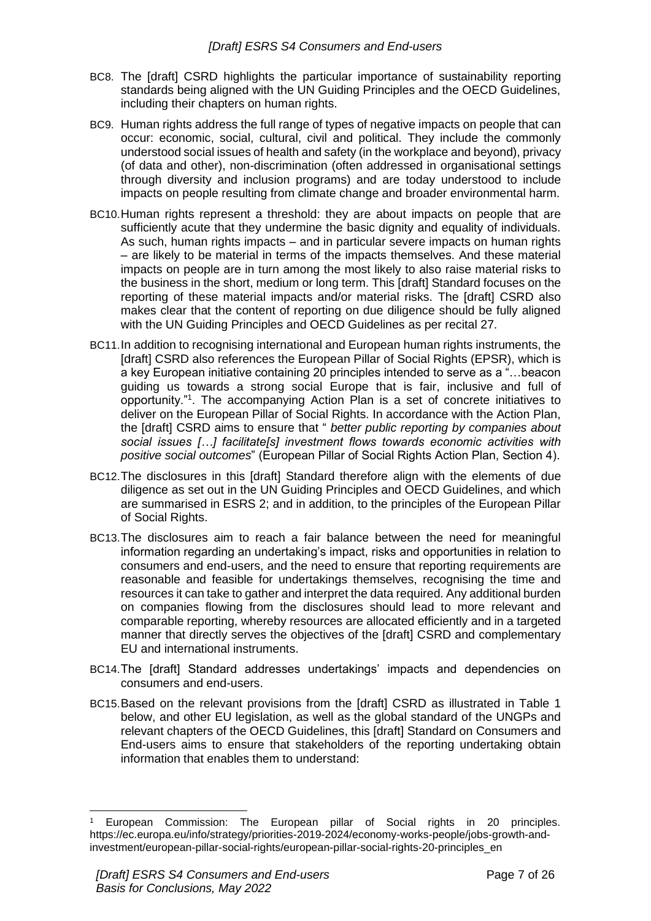BC8. The [draft] CSRD highlights the particular importance of sustainability reporting standards being aligned with the UN Guiding Principles and the OECD Guidelines, including their chapters on human rights.

BC9. Human rights address the full range of types of negative impacts on people that can occur: economic, social, cultural, civil and political. They include the commonly understood social issues of health and safety (in the workplace and beyond), privacy (of data and other), non-discrimination (often addressed in organisational settings through diversity and inclusion programs) and are today understood to include impacts on people resulting from climate change and broader environmental harm.

BC10. Human rights represent a threshold: they are about impacts on people that are sufficiently acute that they undermine the basic dignity and equality of individuals. As such, human rights impacts – and in particular severe impacts on human rights – are likely to be material in terms of the impacts themselves. And these material impacts on people are in turn among the most likely to also raise material risks to the business in the short, medium or long term. This [draft] Standard focuses on the reporting of these material impacts and/or material risks. The [draft] CSRD also makes clear that the content of reporting on due diligence should be fully aligned with the UN Guiding Principles and OECD Guidelines as per recital 27.

BC11. In addition to recognising international and European human rights instruments, the [draft] CSRD also references the European Pillar of Social Rights (EPSR), which is a key European initiative containing 20 principles intended to serve as a "…beacon guiding us towards a strong social Europe that is fair, inclusive and full of opportunity."[1]. The accompanying Action Plan is a set of concrete initiatives to deliver on the European Pillar of Social Rights. In accordance with the Action Plan, the [draft] CSRD aims to ensure that " *better public reporting by companies about social issues […] facilitate[s] investment flows towards economic activities with positive social outcomes*" (European Pillar of Social Rights Action Plan, Section 4).

BC12. The disclosures in this [draft] Standard therefore align with the elements of due diligence as set out in the UN Guiding Principles and OECD Guidelines, and which are summarised in ESRS 2; and in addition, to the principles of the European Pillar of Social Rights.

BC13. The disclosures aim to reach a fair balance between the need for meaningful information regarding an undertaking's impact, risks and opportunities in relation to consumers and end-users, and the need to ensure that reporting requirements are reasonable and feasible for undertakings themselves, recognising the time and resources it can take to gather and interpret the data required. Any additional burden on companies flowing from the disclosures should lead to more relevant and comparable reporting, whereby resources are allocated efficiently and in a targeted manner that directly serves the objectives of the [draft] CSRD and complementary EU and international instruments.

BC14. The [draft] Standard addresses undertakings' impacts and dependencies on consumers and end-users.

BC15. Based on the relevant provisions from the [draft] CSRD as illustrated in Table 1 below, and other EU legislation, as well as the global standard of the UNGPs and relevant chapters of the OECD Guidelines, this [draft] Standard on Consumers and End-users aims to ensure that stakeholders of the reporting undertaking obtain information that enables them to understand:

---

[1] European Commission: The European pillar of Social rights in 20 principles. https://ec.europa.eu/info/strategy/priorities-2019-2024/economy-works-people/jobs-growth-and-investment/european-pillar-social-rights/european-pillar-social-rights-20-principles_en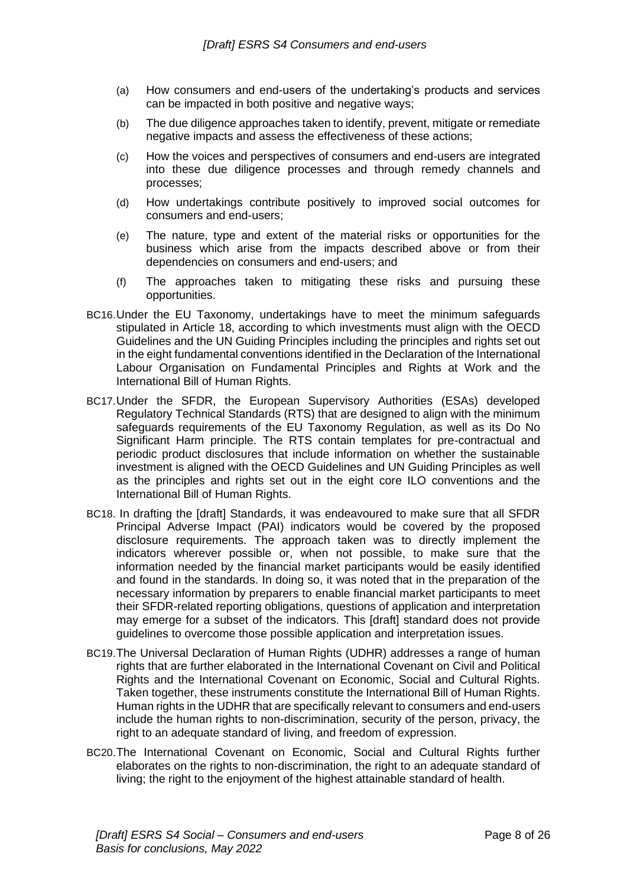(a) How consumers and end-users of the undertaking's products and services can be impacted in both positive and negative ways;

(b) The due diligence approaches taken to identify, prevent, mitigate or remediate negative impacts and assess the effectiveness of these actions;

(c) How the voices and perspectives of consumers and end-users are integrated into these due diligence processes and through remedy channels and processes;

(d) How undertakings contribute positively to improved social outcomes for consumers and end-users;

(e) The nature, type and extent of the material risks or opportunities for the business which arise from the impacts described above or from their dependencies on consumers and end-users; and

(f) The approaches taken to mitigating these risks and pursuing these opportunities.

BC16. Under the EU Taxonomy, undertakings have to meet the minimum safeguards stipulated in Article 18, according to which investments must align with the OECD Guidelines and the UN Guiding Principles including the principles and rights set out in the eight fundamental conventions identified in the Declaration of the International Labour Organisation on Fundamental Principles and Rights at Work and the International Bill of Human Rights.

BC17. Under the SFDR, the European Supervisory Authorities (ESAs) developed Regulatory Technical Standards (RTS) that are designed to align with the minimum safeguards requirements of the EU Taxonomy Regulation, as well as its Do No Significant Harm principle. The RTS contain templates for pre-contractual and periodic product disclosures that include information on whether the sustainable investment is aligned with the OECD Guidelines and UN Guiding Principles as well as the principles and rights set out in the eight core ILO conventions and the International Bill of Human Rights.

BC18. In drafting the [draft] Standards, it was endeavoured to make sure that all SFDR Principal Adverse Impact (PAI) indicators would be covered by the proposed disclosure requirements. The approach taken was to directly implement the indicators wherever possible or, when not possible, to make sure that the information needed by the financial market participants would be easily identified and found in the standards. In doing so, it was noted that in the preparation of the necessary information by preparers to enable financial market participants to meet their SFDR-related reporting obligations, questions of application and interpretation may emerge for a subset of the indicators. This [draft] standard does not provide guidelines to overcome those possible application and interpretation issues.

BC19. The Universal Declaration of Human Rights (UDHR) addresses a range of human rights that are further elaborated in the International Covenant on Civil and Political Rights and the International Covenant on Economic, Social and Cultural Rights. Taken together, these instruments constitute the International Bill of Human Rights. Human rights in the UDHR that are specifically relevant to consumers and end-users include the human rights to non-discrimination, security of the person, privacy, the right to an adequate standard of living, and freedom of expression.

BC20. The International Covenant on Economic, Social and Cultural Rights further elaborates on the rights to non-discrimination, the right to an adequate standard of living; the right to the enjoyment of the highest attainable standard of health.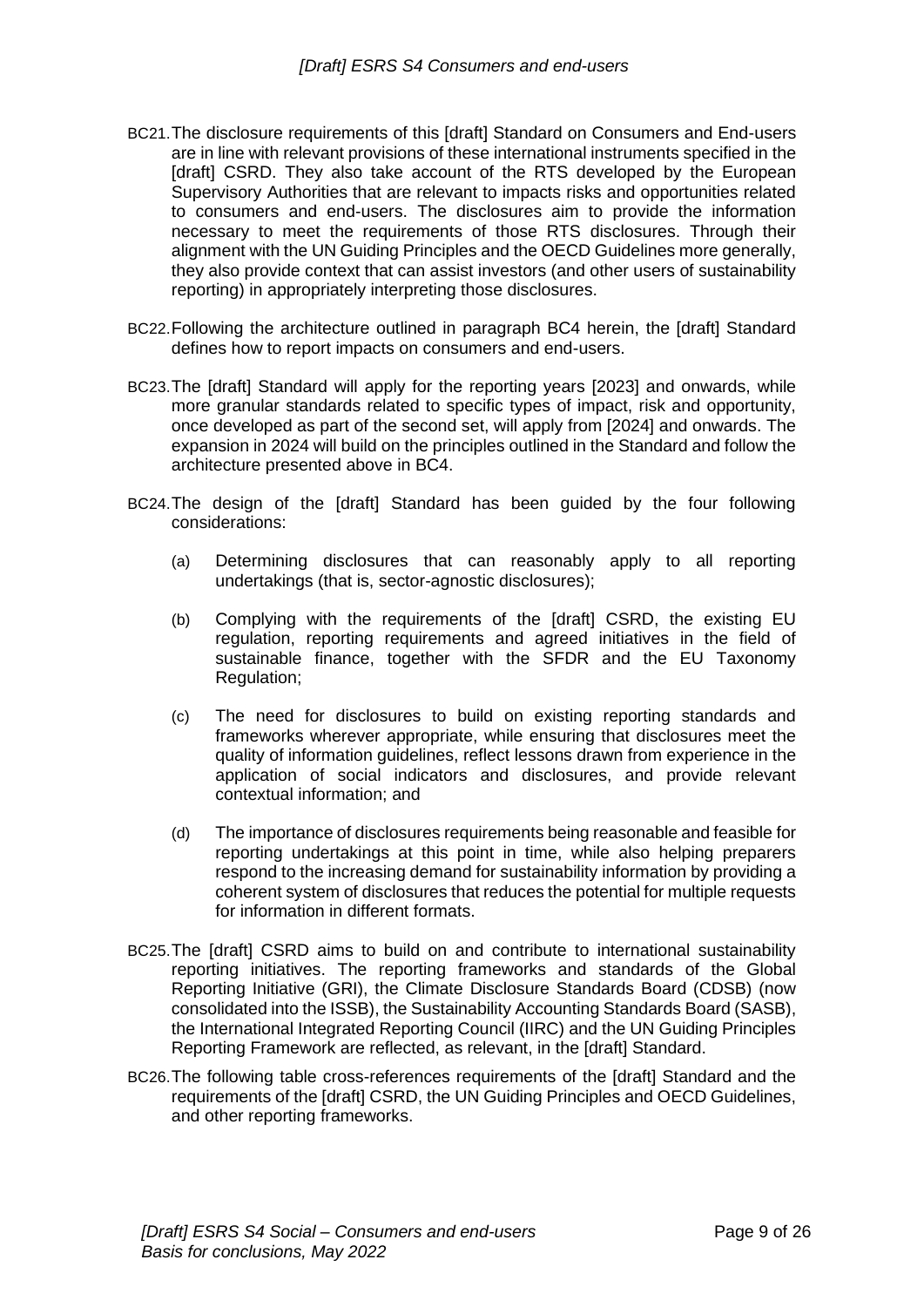BC21. The disclosure requirements of this [draft] Standard on Consumers and End-users are in line with relevant provisions of these international instruments specified in the [draft] CSRD. They also take account of the RTS developed by the European Supervisory Authorities that are relevant to impacts risks and opportunities related to consumers and end-users. The disclosures aim to provide the information necessary to meet the requirements of those RTS disclosures. Through their alignment with the UN Guiding Principles and the OECD Guidelines more generally, they also provide context that can assist investors (and other users of sustainability reporting) in appropriately interpreting those disclosures.

BC22. Following the architecture outlined in paragraph BC4 herein, the [draft] Standard defines how to report impacts on consumers and end-users.

BC23. The [draft] Standard will apply for the reporting years [2023] and onwards, while more granular standards related to specific types of impact, risk and opportunity, once developed as part of the second set, will apply from [2024] and onwards. The expansion in 2024 will build on the principles outlined in the Standard and follow the architecture presented above in BC4.

BC24. The design of the [draft] Standard has been guided by the four following considerations:

(a) Determining disclosures that can reasonably apply to all reporting undertakings (that is, sector-agnostic disclosures);

(b) Complying with the requirements of the [draft] CSRD, the existing EU regulation, reporting requirements and agreed initiatives in the field of sustainable finance, together with the SFDR and the EU Taxonomy Regulation;

(c) The need for disclosures to build on existing reporting standards and frameworks wherever appropriate, while ensuring that disclosures meet the quality of information guidelines, reflect lessons drawn from experience in the application of social indicators and disclosures, and provide relevant contextual information; and

(d) The importance of disclosures requirements being reasonable and feasible for reporting undertakings at this point in time, while also helping preparers respond to the increasing demand for sustainability information by providing a coherent system of disclosures that reduces the potential for multiple requests for information in different formats.

BC25. The [draft] CSRD aims to build on and contribute to international sustainability reporting initiatives. The reporting frameworks and standards of the Global Reporting Initiative (GRI), the Climate Disclosure Standards Board (CDSB) (now consolidated into the ISSB), the Sustainability Accounting Standards Board (SASB), the International Integrated Reporting Council (IIRC) and the UN Guiding Principles Reporting Framework are reflected, as relevant, in the [draft] Standard.

BC26. The following table cross-references requirements of the [draft] Standard and the requirements of the [draft] CSRD, the UN Guiding Principles and OECD Guidelines, and other reporting frameworks.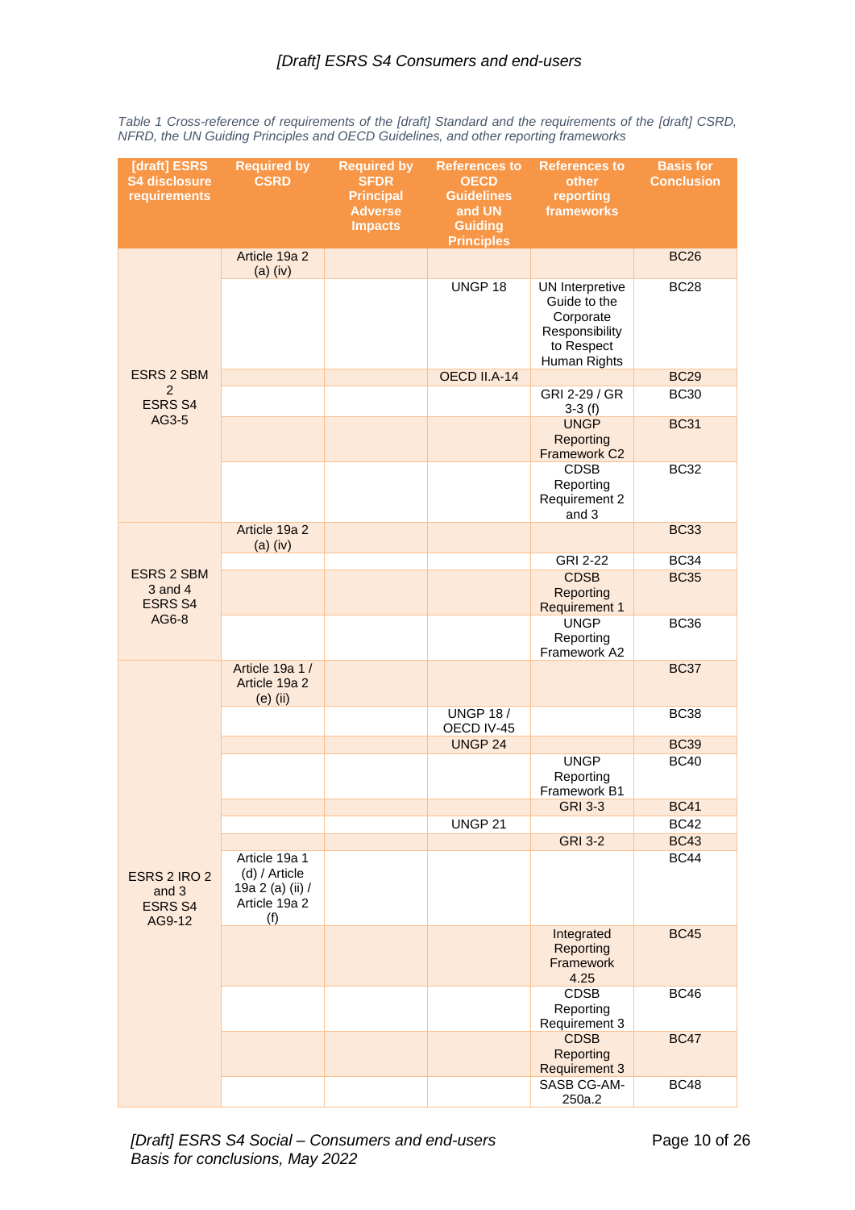*Table 1 Cross-reference of requirements of the [draft] Standard and the requirements of the [draft] CSRD, NFRD, the UN Guiding Principles and OECD Guidelines, and other reporting frameworks*

| [draft] ESRS S4 disclosure requirements | Required by CSRD | Required by SFDR Principal Adverse Impacts | References to OECD Guidelines and UN Guiding Principles | References to other reporting frameworks | Basis for Conclusion |
|---|---|---|---|---|---|
| ESRS 2 SBM 2 ESRS S4 AG3-5 | Article 19a 2 (a) (iv) | | | | BC26 |
| | | | UNGP 18 | UN Interpretive Guide to the Corporate Responsibility to Respect Human Rights | BC28 |
| | | | OECD II.A-14 | | BC29 |
| | | | | GRI 2-29 / GR 3-3 (f) | BC30 |
| | | | | UNGP Reporting Framework C2 | BC31 |
| | | | | CDSB Reporting Requirement 2 and 3 | BC32 |
| ESRS 2 SBM 3 and 4 ESRS S4 AG6-8 | Article 19a 2 (a) (iv) | | | | BC33 |
| | | | | GRI 2-22 | BC34 |
| | | | | CDSB Reporting Requirement 1 | BC35 |
| | | | | UNGP Reporting Framework A2 | BC36 |
| ESRS 2 IRO 2 and 3 ESRS S4 AG9-12 | Article 19a 1 / Article 19a 2 (e) (ii) | | | | BC37 |
| | | | UNGP 18 / OECD IV-45 | | BC38 |
| | | | UNGP 24 | | BC39 |
| | | | | UNGP Reporting Framework B1 | BC40 |
| | | | | GRI 3-3 | BC41 |
| | | | UNGP 21 | | BC42 |
| | | | | GRI 3-2 | BC43 |
| | Article 19a 1 (d) / Article 19a 2 (a) (ii) / Article 19a 2 (f) | | | | BC44 |
| | | | | Integrated Reporting Framework 4.25 | BC45 |
| | | | | CDSB Reporting Requirement 3 | BC46 |
| | | | | CDSB Reporting Requirement 3 | BC47 |
| | | | | SASB CG-AM-250a.2 | BC48 |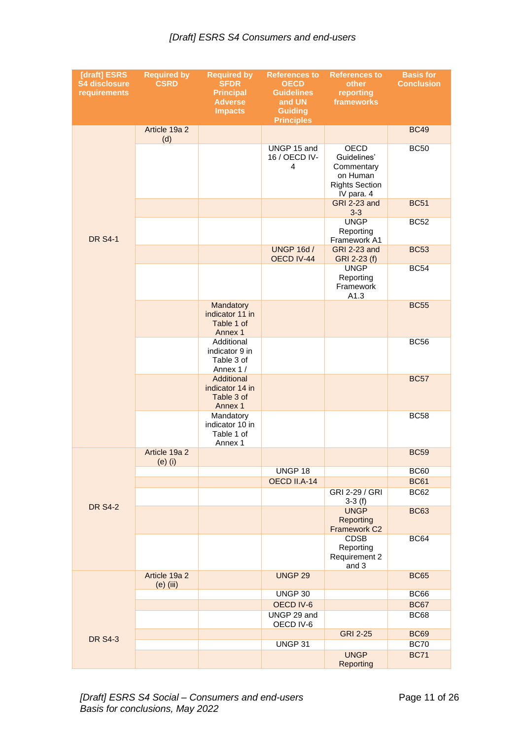| [draft] ESRS S4 disclosure requirements | Required by CSRD | Required by SFDR Principal Adverse Impacts | References to OECD Guidelines and UN Guiding Principles | References to other reporting frameworks | Basis for Conclusion |
|---|---|---|---|---|---|
| DR S4-1 | Article 19a 2 (d) | | | | BC49 |
| | | | UNGP 15 and 16 / OECD IV-4 | OECD Guidelines' Commentary on Human Rights Section IV para. 4 | BC50 |
| | | | | GRI 2-23 and 3-3 | BC51 |
| | | | | UNGP Reporting Framework A1 | BC52 |
| | | | UNGP 16d / OECD IV-44 | GRI 2-23 and GRI 2-23 (f) | BC53 |
| | | | | UNGP Reporting Framework A1.3 | BC54 |
| | | Mandatory indicator 11 in Table 1 of Annex 1 | | | BC55 |
| | | Additional indicator 9 in Table 3 of Annex 1 / | | | BC56 |
| | | Additional indicator 14 in Table 3 of Annex 1 | | | BC57 |
| | | Mandatory indicator 10 in Table 1 of Annex 1 | | | BC58 |
| DR S4-2 | Article 19a 2 (e) (i) | | | | BC59 |
| | | | UNGP 18 | | BC60 |
| | | | OECD II.A-14 | | BC61 |
| | | | | GRI 2-29 / GRI 3-3 (f) | BC62 |
| | | | | UNGP Reporting Framework C2 | BC63 |
| | | | | CDSB Reporting Requirement 2 and 3 | BC64 |
| DR S4-3 | Article 19a 2 (e) (iii) | | UNGP 29 | | BC65 |
| | | | UNGP 30 | | BC66 |
| | | | OECD IV-6 | | BC67 |
| | | | UNGP 29 and OECD IV-6 | | BC68 |
| | | | | GRI 2-25 | BC69 |
| | | | UNGP 31 | | BC70 |
| | | | | UNGP Reporting | BC71 |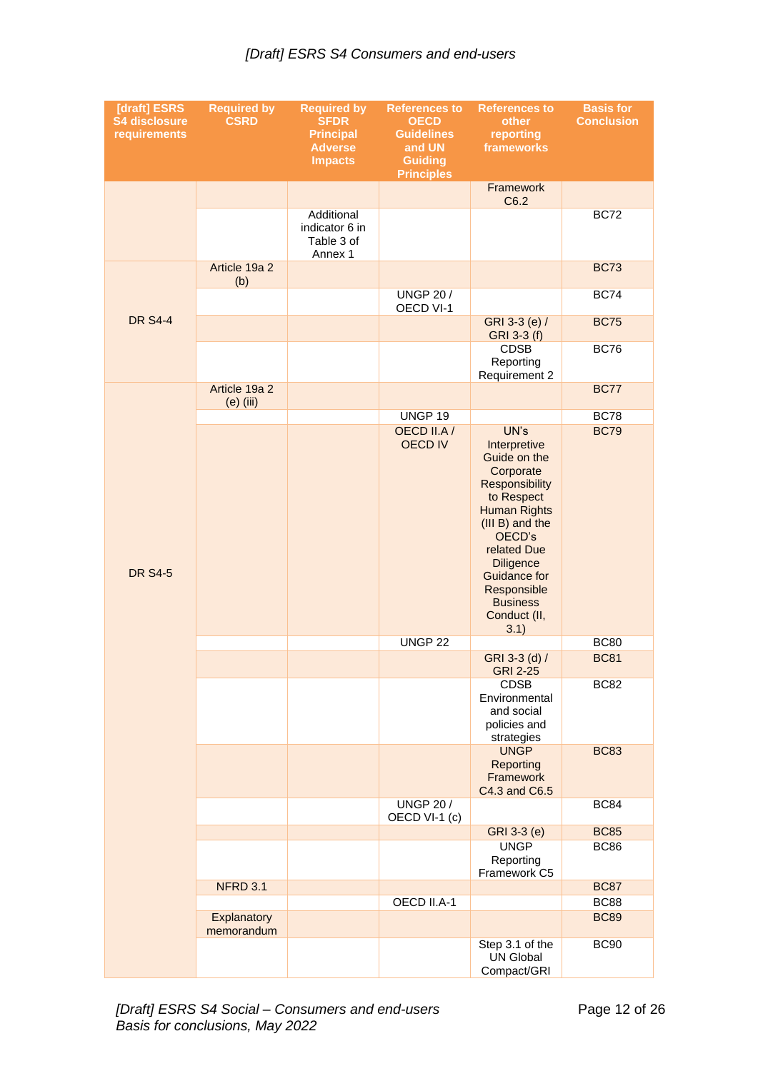| [draft] ESRS S4 disclosure requirements | Required by CSRD | Required by SFDR Principal Adverse Impacts | References to OECD Guidelines and UN Guiding Principles | References to other reporting frameworks | Basis for Conclusion |
|---|---|---|---|---|---|
| | | | | Framework C6.2 | |
| | | Additional indicator 6 in Table 3 of Annex 1 | | | BC72 |
| DR S4-4 | Article 19a 2 (b) | | | | BC73 |
| | | | UNGP 20 / OECD VI-1 | | BC74 |
| | | | | GRI 3-3 (e) / GRI 3-3 (f) | BC75 |
| | | | | CDSB Reporting Requirement 2 | BC76 |
| DR S4-5 | Article 19a 2 (e) (iii) | | | | BC77 |
| | | | UNGP 19 | | BC78 |
| | | | OECD II.A / OECD IV | UN's Interpretive Guide on the Corporate Responsibility to Respect Human Rights (III B) and the OECD's related Due Diligence Guidance for Responsible Business Conduct (II, 3.1) | BC79 |
| | | | UNGP 22 | | BC80 |
| | | | | GRI 3-3 (d) / GRI 2-25 | BC81 |
| | | | | CDSB Environmental and social policies and strategies | BC82 |
| | | | | UNGP Reporting Framework C4.3 and C6.5 | BC83 |
| | | | UNGP 20 / OECD VI-1 (c) | | BC84 |
| | | | | GRI 3-3 (e) | BC85 |
| | | | | UNGP Reporting Framework C5 | BC86 |
| | NFRD 3.1 | | | | BC87 |
| | | | OECD II.A-1 | | BC88 |
| | Explanatory memorandum | | | | BC89 |
| | | | | Step 3.1 of the UN Global Compact/GRI | BC90 |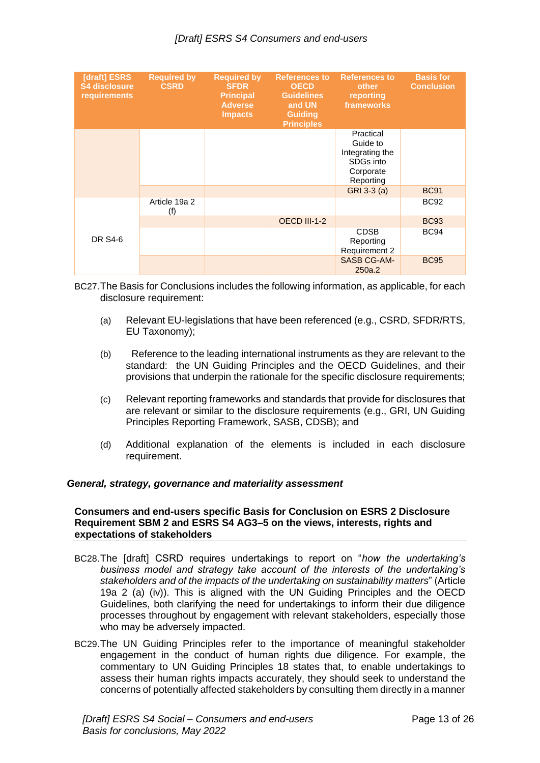| [draft] ESRS S4 disclosure requirements | Required by CSRD | Required by SFDR Principal Adverse Impacts | References to OECD Guidelines and UN Guiding Principles | References to other reporting frameworks | Basis for Conclusion |
|---|---|---|---|---|---|
| | | | | Practical Guide to Integrating the SDGs into Corporate Reporting | |
| | | | | GRI 3-3 (a) | BC91 |
| DR S4-6 | Article 19a 2 (f) | | | | BC92 |
| | | | OECD III-1-2 | | BC93 |
| | | | | CDSB Reporting Requirement 2 | BC94 |
| | | | | SASB CG-AM-250a.2 | BC95 |

BC27. The Basis for Conclusions includes the following information, as applicable, for each disclosure requirement:

(a) Relevant EU-legislations that have been referenced (e.g., CSRD, SFDR/RTS, EU Taxonomy);

(b) Reference to the leading international instruments as they are relevant to the standard: the UN Guiding Principles and the OECD Guidelines, and their provisions that underpin the rationale for the specific disclosure requirements;

(c) Relevant reporting frameworks and standards that provide for disclosures that are relevant or similar to the disclosure requirements (e.g., GRI, UN Guiding Principles Reporting Framework, SASB, CDSB); and

(d) Additional explanation of the elements is included in each disclosure requirement.

***General, strategy, governance and materiality assessment***

**Consumers and end-users specific Basis for Conclusion on ESRS 2 Disclosure Requirement SBM 2 and ESRS S4 AG3–5 on the views, interests, rights and expectations of stakeholders**

BC28. The [draft] CSRD requires undertakings to report on "*how the undertaking's business model and strategy take account of the interests of the undertaking's stakeholders and of the impacts of the undertaking on sustainability matters*" (Article 19a 2 (a) (iv)). This is aligned with the UN Guiding Principles and the OECD Guidelines, both clarifying the need for undertakings to inform their due diligence processes throughout by engagement with relevant stakeholders, especially those who may be adversely impacted.

BC29. The UN Guiding Principles refer to the importance of meaningful stakeholder engagement in the conduct of human rights due diligence. For example, the commentary to UN Guiding Principles 18 states that, to enable undertakings to assess their human rights impacts accurately, they should seek to understand the concerns of potentially affected stakeholders by consulting them directly in a manner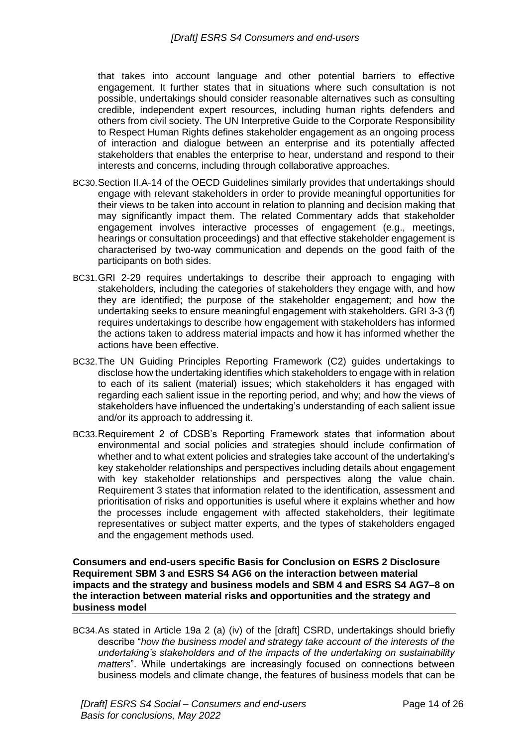that takes into account language and other potential barriers to effective engagement. It further states that in situations where such consultation is not possible, undertakings should consider reasonable alternatives such as consulting credible, independent expert resources, including human rights defenders and others from civil society. The UN Interpretive Guide to the Corporate Responsibility to Respect Human Rights defines stakeholder engagement as an ongoing process of interaction and dialogue between an enterprise and its potentially affected stakeholders that enables the enterprise to hear, understand and respond to their interests and concerns, including through collaborative approaches.

BC30. Section II.A-14 of the OECD Guidelines similarly provides that undertakings should engage with relevant stakeholders in order to provide meaningful opportunities for their views to be taken into account in relation to planning and decision making that may significantly impact them. The related Commentary adds that stakeholder engagement involves interactive processes of engagement (e.g., meetings, hearings or consultation proceedings) and that effective stakeholder engagement is characterised by two-way communication and depends on the good faith of the participants on both sides.

BC31. GRI 2-29 requires undertakings to describe their approach to engaging with stakeholders, including the categories of stakeholders they engage with, and how they are identified; the purpose of the stakeholder engagement; and how the undertaking seeks to ensure meaningful engagement with stakeholders. GRI 3-3 (f) requires undertakings to describe how engagement with stakeholders has informed the actions taken to address material impacts and how it has informed whether the actions have been effective.

BC32. The UN Guiding Principles Reporting Framework (C2) guides undertakings to disclose how the undertaking identifies which stakeholders to engage with in relation to each of its salient (material) issues; which stakeholders it has engaged with regarding each salient issue in the reporting period, and why; and how the views of stakeholders have influenced the undertaking's understanding of each salient issue and/or its approach to addressing it.

BC33. Requirement 2 of CDSB's Reporting Framework states that information about environmental and social policies and strategies should include confirmation of whether and to what extent policies and strategies take account of the undertaking's key stakeholder relationships and perspectives including details about engagement with key stakeholder relationships and perspectives along the value chain. Requirement 3 states that information related to the identification, assessment and prioritisation of risks and opportunities is useful where it explains whether and how the processes include engagement with affected stakeholders, their legitimate representatives or subject matter experts, and the types of stakeholders engaged and the engagement methods used.

### Consumers and end-users specific Basis for Conclusion on ESRS 2 Disclosure Requirement SBM 3 and ESRS S4 AG6 on the interaction between material impacts and the strategy and business models and SBM 4 and ESRS S4 AG7–8 on the interaction between material risks and opportunities and the strategy and business model

BC34. As stated in Article 19a 2 (a) (iv) of the [draft] CSRD, undertakings should briefly describe "*how the business model and strategy take account of the interests of the undertaking's stakeholders and of the impacts of the undertaking on sustainability matters*". While undertakings are increasingly focused on connections between business models and climate change, the features of business models that can be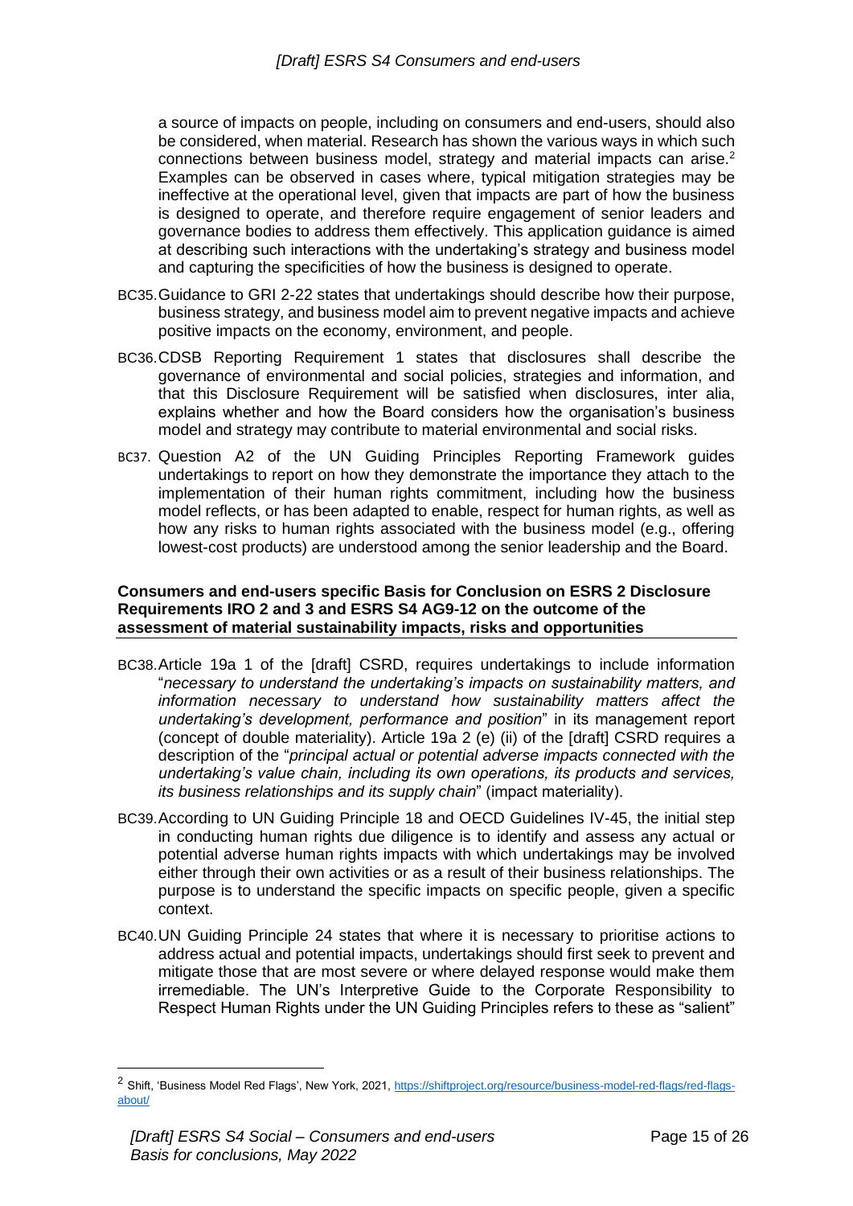a source of impacts on people, including on consumers and end-users, should also be considered, when material. Research has shown the various ways in which such connections between business model, strategy and material impacts can arise.[2] Examples can be observed in cases where, typical mitigation strategies may be ineffective at the operational level, given that impacts are part of how the business is designed to operate, and therefore require engagement of senior leaders and governance bodies to address them effectively. This application guidance is aimed at describing such interactions with the undertaking's strategy and business model and capturing the specificities of how the business is designed to operate.

BC35. Guidance to GRI 2-22 states that undertakings should describe how their purpose, business strategy, and business model aim to prevent negative impacts and achieve positive impacts on the economy, environment, and people.

BC36. CDSB Reporting Requirement 1 states that disclosures shall describe the governance of environmental and social policies, strategies and information, and that this Disclosure Requirement will be satisfied when disclosures, inter alia, explains whether and how the Board considers how the organisation's business model and strategy may contribute to material environmental and social risks.

BC37. Question A2 of the UN Guiding Principles Reporting Framework guides undertakings to report on how they demonstrate the importance they attach to the implementation of their human rights commitment, including how the business model reflects, or has been adapted to enable, respect for human rights, as well as how any risks to human rights associated with the business model (e.g., offering lowest-cost products) are understood among the senior leadership and the Board.

**Consumers and end-users specific Basis for Conclusion on ESRS 2 Disclosure Requirements IRO 2 and 3 and ESRS S4 AG9-12 on the outcome of the assessment of material sustainability impacts, risks and opportunities**

BC38. Article 19a 1 of the [draft] CSRD, requires undertakings to include information "*necessary to understand the undertaking's impacts on sustainability matters, and information necessary to understand how sustainability matters affect the undertaking's development, performance and position*" in its management report (concept of double materiality). Article 19a 2 (e) (ii) of the [draft] CSRD requires a description of the "*principal actual or potential adverse impacts connected with the undertaking's value chain, including its own operations, its products and services, its business relationships and its supply chain*" (impact materiality).

BC39. According to UN Guiding Principle 18 and OECD Guidelines IV-45, the initial step in conducting human rights due diligence is to identify and assess any actual or potential adverse human rights impacts with which undertakings may be involved either through their own activities or as a result of their business relationships. The purpose is to understand the specific impacts on specific people, given a specific context.

BC40. UN Guiding Principle 24 states that where it is necessary to prioritise actions to address actual and potential impacts, undertakings should first seek to prevent and mitigate those that are most severe or where delayed response would make them irremediable. The UN's Interpretive Guide to the Corporate Responsibility to Respect Human Rights under the UN Guiding Principles refers to these as "salient"

---

[2] Shift, 'Business Model Red Flags', New York, 2021, https://shiftproject.org/resource/business-model-red-flags/red-flags-about/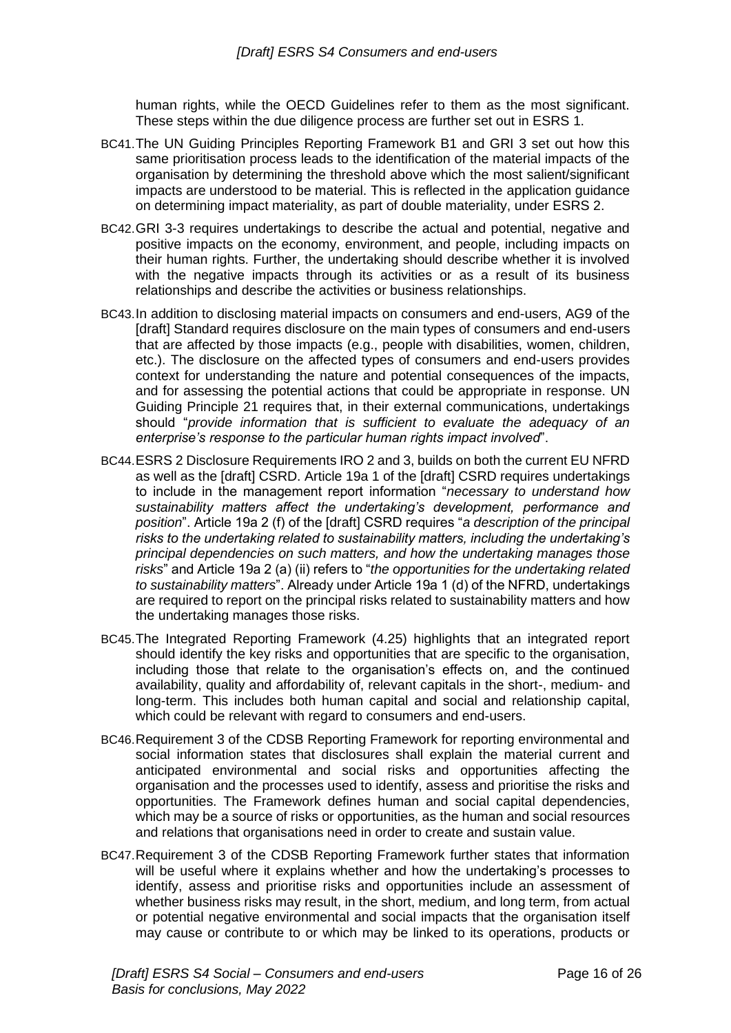human rights, while the OECD Guidelines refer to them as the most significant. These steps within the due diligence process are further set out in ESRS 1.

BC41. The UN Guiding Principles Reporting Framework B1 and GRI 3 set out how this same prioritisation process leads to the identification of the material impacts of the organisation by determining the threshold above which the most salient/significant impacts are understood to be material. This is reflected in the application guidance on determining impact materiality, as part of double materiality, under ESRS 2.

BC42. GRI 3-3 requires undertakings to describe the actual and potential, negative and positive impacts on the economy, environment, and people, including impacts on their human rights. Further, the undertaking should describe whether it is involved with the negative impacts through its activities or as a result of its business relationships and describe the activities or business relationships.

BC43. In addition to disclosing material impacts on consumers and end-users, AG9 of the [draft] Standard requires disclosure on the main types of consumers and end-users that are affected by those impacts (e.g., people with disabilities, women, children, etc.). The disclosure on the affected types of consumers and end-users provides context for understanding the nature and potential consequences of the impacts, and for assessing the potential actions that could be appropriate in response. UN Guiding Principle 21 requires that, in their external communications, undertakings should "*provide information that is sufficient to evaluate the adequacy of an enterprise's response to the particular human rights impact involved*".

BC44. ESRS 2 Disclosure Requirements IRO 2 and 3, builds on both the current EU NFRD as well as the [draft] CSRD. Article 19a 1 of the [draft] CSRD requires undertakings to include in the management report information "*necessary to understand how sustainability matters affect the undertaking's development, performance and position*". Article 19a 2 (f) of the [draft] CSRD requires "*a description of the principal risks to the undertaking related to sustainability matters, including the undertaking's principal dependencies on such matters, and how the undertaking manages those risks*" and Article 19a 2 (a) (ii) refers to "*the opportunities for the undertaking related to sustainability matters*". Already under Article 19a 1 (d) of the NFRD, undertakings are required to report on the principal risks related to sustainability matters and how the undertaking manages those risks.

BC45. The Integrated Reporting Framework (4.25) highlights that an integrated report should identify the key risks and opportunities that are specific to the organisation, including those that relate to the organisation's effects on, and the continued availability, quality and affordability of, relevant capitals in the short-, medium- and long-term. This includes both human capital and social and relationship capital, which could be relevant with regard to consumers and end-users.

BC46. Requirement 3 of the CDSB Reporting Framework for reporting environmental and social information states that disclosures shall explain the material current and anticipated environmental and social risks and opportunities affecting the organisation and the processes used to identify, assess and prioritise the risks and opportunities. The Framework defines human and social capital dependencies, which may be a source of risks or opportunities, as the human and social resources and relations that organisations need in order to create and sustain value.

BC47. Requirement 3 of the CDSB Reporting Framework further states that information will be useful where it explains whether and how the undertaking's processes to identify, assess and prioritise risks and opportunities include an assessment of whether business risks may result, in the short, medium, and long term, from actual or potential negative environmental and social impacts that the organisation itself may cause or contribute to or which may be linked to its operations, products or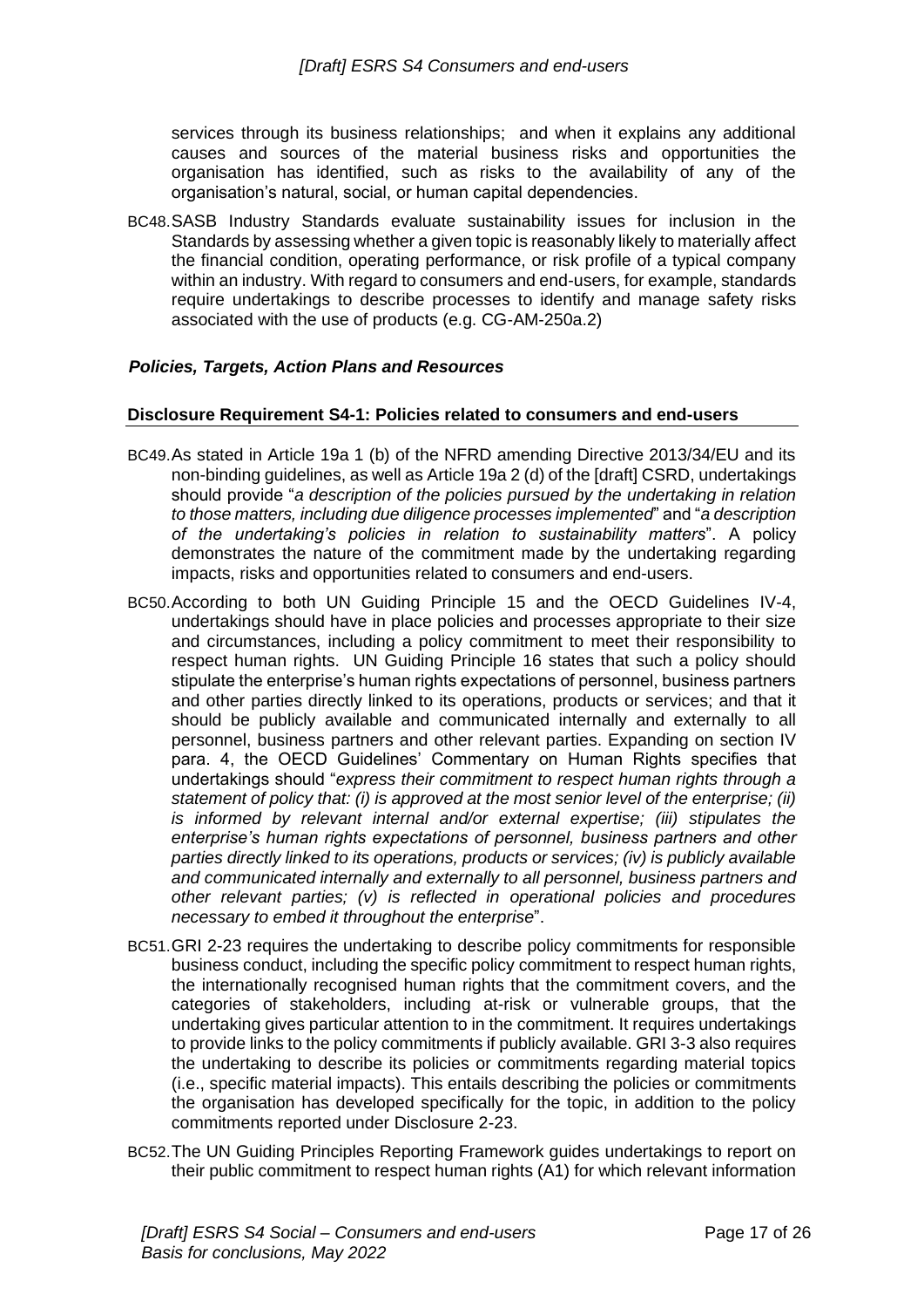services through its business relationships; and when it explains any additional causes and sources of the material business risks and opportunities the organisation has identified, such as risks to the availability of any of the organisation's natural, social, or human capital dependencies.

BC48. SASB Industry Standards evaluate sustainability issues for inclusion in the Standards by assessing whether a given topic is reasonably likely to materially affect the financial condition, operating performance, or risk profile of a typical company within an industry. With regard to consumers and end-users, for example, standards require undertakings to describe processes to identify and manage safety risks associated with the use of products (e.g. CG-AM-250a.2)

### *Policies, Targets, Action Plans and Resources*

#### Disclosure Requirement S4-1: Policies related to consumers and end-users

BC49. As stated in Article 19a 1 (b) of the NFRD amending Directive 2013/34/EU and its non-binding guidelines, as well as Article 19a 2 (d) of the [draft] CSRD, undertakings should provide "*a description of the policies pursued by the undertaking in relation to those matters, including due diligence processes implemented*" and "*a description of the undertaking's policies in relation to sustainability matters*". A policy demonstrates the nature of the commitment made by the undertaking regarding impacts, risks and opportunities related to consumers and end-users.

BC50. According to both UN Guiding Principle 15 and the OECD Guidelines IV-4, undertakings should have in place policies and processes appropriate to their size and circumstances, including a policy commitment to meet their responsibility to respect human rights. UN Guiding Principle 16 states that such a policy should stipulate the enterprise's human rights expectations of personnel, business partners and other parties directly linked to its operations, products or services; and that it should be publicly available and communicated internally and externally to all personnel, business partners and other relevant parties. Expanding on section IV para. 4, the OECD Guidelines' Commentary on Human Rights specifies that undertakings should "*express their commitment to respect human rights through a statement of policy that: (i) is approved at the most senior level of the enterprise; (ii) is informed by relevant internal and/or external expertise; (iii) stipulates the enterprise's human rights expectations of personnel, business partners and other parties directly linked to its operations, products or services; (iv) is publicly available and communicated internally and externally to all personnel, business partners and other relevant parties; (v) is reflected in operational policies and procedures necessary to embed it throughout the enterprise*".

BC51. GRI 2-23 requires the undertaking to describe policy commitments for responsible business conduct, including the specific policy commitment to respect human rights, the internationally recognised human rights that the commitment covers, and the categories of stakeholders, including at-risk or vulnerable groups, that the undertaking gives particular attention to in the commitment. It requires undertakings to provide links to the policy commitments if publicly available. GRI 3-3 also requires the undertaking to describe its policies or commitments regarding material topics (i.e., specific material impacts). This entails describing the policies or commitments the organisation has developed specifically for the topic, in addition to the policy commitments reported under Disclosure 2-23.

BC52. The UN Guiding Principles Reporting Framework guides undertakings to report on their public commitment to respect human rights (A1) for which relevant information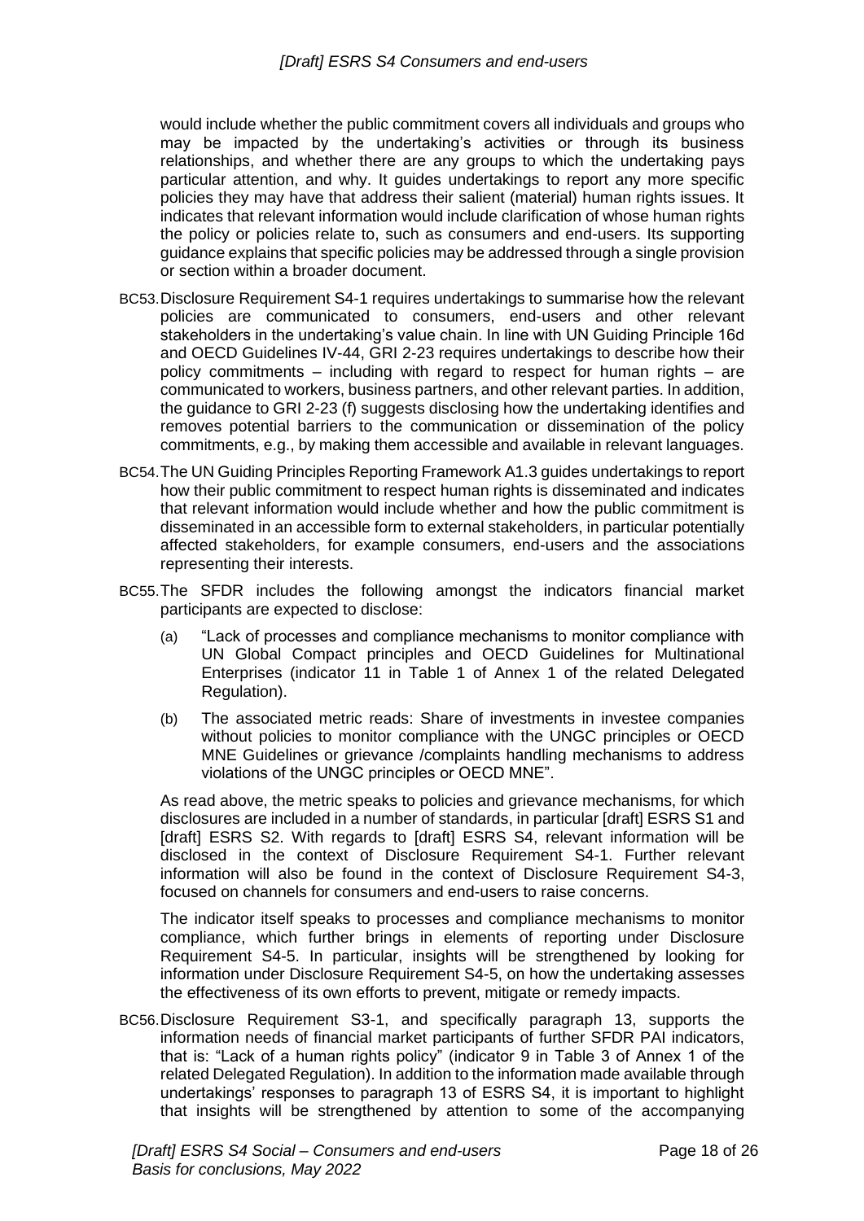would include whether the public commitment covers all individuals and groups who may be impacted by the undertaking's activities or through its business relationships, and whether there are any groups to which the undertaking pays particular attention, and why. It guides undertakings to report any more specific policies they may have that address their salient (material) human rights issues. It indicates that relevant information would include clarification of whose human rights the policy or policies relate to, such as consumers and end-users. Its supporting guidance explains that specific policies may be addressed through a single provision or section within a broader document.

BC53. Disclosure Requirement S4-1 requires undertakings to summarise how the relevant policies are communicated to consumers, end-users and other relevant stakeholders in the undertaking's value chain. In line with UN Guiding Principle 16d and OECD Guidelines IV-44, GRI 2-23 requires undertakings to describe how their policy commitments – including with regard to respect for human rights – are communicated to workers, business partners, and other relevant parties. In addition, the guidance to GRI 2-23 (f) suggests disclosing how the undertaking identifies and removes potential barriers to the communication or dissemination of the policy commitments, e.g., by making them accessible and available in relevant languages.

BC54. The UN Guiding Principles Reporting Framework A1.3 guides undertakings to report how their public commitment to respect human rights is disseminated and indicates that relevant information would include whether and how the public commitment is disseminated in an accessible form to external stakeholders, in particular potentially affected stakeholders, for example consumers, end-users and the associations representing their interests.

BC55. The SFDR includes the following amongst the indicators financial market participants are expected to disclose:

(a) "Lack of processes and compliance mechanisms to monitor compliance with UN Global Compact principles and OECD Guidelines for Multinational Enterprises (indicator 11 in Table 1 of Annex 1 of the related Delegated Regulation).

(b) The associated metric reads: Share of investments in investee companies without policies to monitor compliance with the UNGC principles or OECD MNE Guidelines or grievance /complaints handling mechanisms to address violations of the UNGC principles or OECD MNE".

As read above, the metric speaks to policies and grievance mechanisms, for which disclosures are included in a number of standards, in particular [draft] ESRS S1 and [draft] ESRS S2. With regards to [draft] ESRS S4, relevant information will be disclosed in the context of Disclosure Requirement S4-1. Further relevant information will also be found in the context of Disclosure Requirement S4-3, focused on channels for consumers and end-users to raise concerns.

The indicator itself speaks to processes and compliance mechanisms to monitor compliance, which further brings in elements of reporting under Disclosure Requirement S4-5. In particular, insights will be strengthened by looking for information under Disclosure Requirement S4-5, on how the undertaking assesses the effectiveness of its own efforts to prevent, mitigate or remedy impacts.

BC56. Disclosure Requirement S3-1, and specifically paragraph 13, supports the information needs of financial market participants of further SFDR PAI indicators, that is: "Lack of a human rights policy" (indicator 9 in Table 3 of Annex 1 of the related Delegated Regulation). In addition to the information made available through undertakings' responses to paragraph 13 of ESRS S4, it is important to highlight that insights will be strengthened by attention to some of the accompanying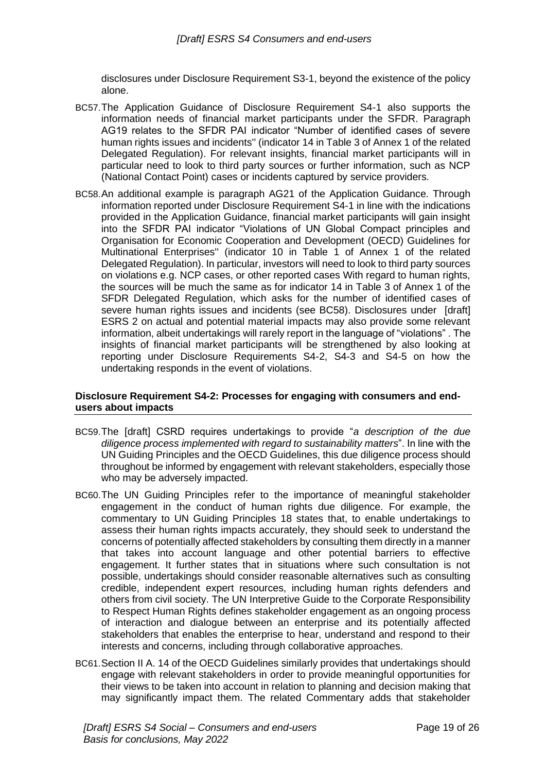disclosures under Disclosure Requirement S3-1, beyond the existence of the policy alone.

BC57. The Application Guidance of Disclosure Requirement S4-1 also supports the information needs of financial market participants under the SFDR. Paragraph AG19 relates to the SFDR PAI indicator "Number of identified cases of severe human rights issues and incidents'' (indicator 14 in Table 3 of Annex 1 of the related Delegated Regulation). For relevant insights, financial market participants will in particular need to look to third party sources or further information, such as NCP (National Contact Point) cases or incidents captured by service providers.

BC58. An additional example is paragraph AG21 of the Application Guidance. Through information reported under Disclosure Requirement S4-1 in line with the indications provided in the Application Guidance, financial market participants will gain insight into the SFDR PAI indicator "Violations of UN Global Compact principles and Organisation for Economic Cooperation and Development (OECD) Guidelines for Multinational Enterprises'' (indicator 10 in Table 1 of Annex 1 of the related Delegated Regulation). In particular, investors will need to look to third party sources on violations e.g. NCP cases, or other reported cases With regard to human rights, the sources will be much the same as for indicator 14 in Table 3 of Annex 1 of the SFDR Delegated Regulation, which asks for the number of identified cases of severe human rights issues and incidents (see BC58). Disclosures under [draft] ESRS 2 on actual and potential material impacts may also provide some relevant information, albeit undertakings will rarely report in the language of "violations" . The insights of financial market participants will be strengthened by also looking at reporting under Disclosure Requirements S4-2, S4-3 and S4-5 on how the undertaking responds in the event of violations.

#### Disclosure Requirement S4-2: Processes for engaging with consumers and end-users about impacts

BC59. The [draft] CSRD requires undertakings to provide "*a description of the due diligence process implemented with regard to sustainability matters*". In line with the UN Guiding Principles and the OECD Guidelines, this due diligence process should throughout be informed by engagement with relevant stakeholders, especially those who may be adversely impacted.

BC60. The UN Guiding Principles refer to the importance of meaningful stakeholder engagement in the conduct of human rights due diligence. For example, the commentary to UN Guiding Principles 18 states that, to enable undertakings to assess their human rights impacts accurately, they should seek to understand the concerns of potentially affected stakeholders by consulting them directly in a manner that takes into account language and other potential barriers to effective engagement. It further states that in situations where such consultation is not possible, undertakings should consider reasonable alternatives such as consulting credible, independent expert resources, including human rights defenders and others from civil society. The UN Interpretive Guide to the Corporate Responsibility to Respect Human Rights defines stakeholder engagement as an ongoing process of interaction and dialogue between an enterprise and its potentially affected stakeholders that enables the enterprise to hear, understand and respond to their interests and concerns, including through collaborative approaches.

BC61. Section II A. 14 of the OECD Guidelines similarly provides that undertakings should engage with relevant stakeholders in order to provide meaningful opportunities for their views to be taken into account in relation to planning and decision making that may significantly impact them. The related Commentary adds that stakeholder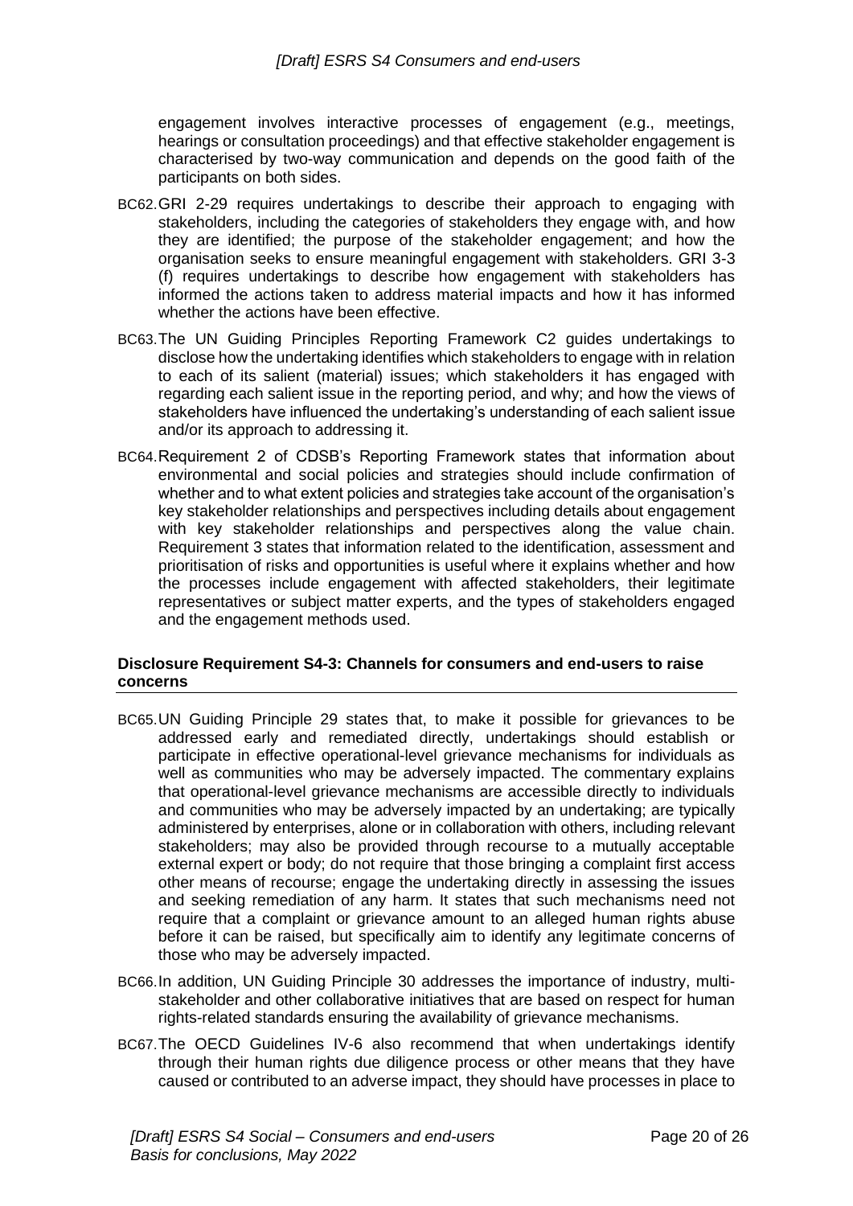engagement involves interactive processes of engagement (e.g., meetings, hearings or consultation proceedings) and that effective stakeholder engagement is characterised by two-way communication and depends on the good faith of the participants on both sides.

BC62. GRI 2-29 requires undertakings to describe their approach to engaging with stakeholders, including the categories of stakeholders they engage with, and how they are identified; the purpose of the stakeholder engagement; and how the organisation seeks to ensure meaningful engagement with stakeholders. GRI 3-3 (f) requires undertakings to describe how engagement with stakeholders has informed the actions taken to address material impacts and how it has informed whether the actions have been effective.

BC63. The UN Guiding Principles Reporting Framework C2 guides undertakings to disclose how the undertaking identifies which stakeholders to engage with in relation to each of its salient (material) issues; which stakeholders it has engaged with regarding each salient issue in the reporting period, and why; and how the views of stakeholders have influenced the undertaking's understanding of each salient issue and/or its approach to addressing it.

BC64. Requirement 2 of CDSB's Reporting Framework states that information about environmental and social policies and strategies should include confirmation of whether and to what extent policies and strategies take account of the organisation's key stakeholder relationships and perspectives including details about engagement with key stakeholder relationships and perspectives along the value chain. Requirement 3 states that information related to the identification, assessment and prioritisation of risks and opportunities is useful where it explains whether and how the processes include engagement with affected stakeholders, their legitimate representatives or subject matter experts, and the types of stakeholders engaged and the engagement methods used.

### Disclosure Requirement S4-3: Channels for consumers and end-users to raise concerns

BC65. UN Guiding Principle 29 states that, to make it possible for grievances to be addressed early and remediated directly, undertakings should establish or participate in effective operational-level grievance mechanisms for individuals as well as communities who may be adversely impacted. The commentary explains that operational-level grievance mechanisms are accessible directly to individuals and communities who may be adversely impacted by an undertaking; are typically administered by enterprises, alone or in collaboration with others, including relevant stakeholders; may also be provided through recourse to a mutually acceptable external expert or body; do not require that those bringing a complaint first access other means of recourse; engage the undertaking directly in assessing the issues and seeking remediation of any harm. It states that such mechanisms need not require that a complaint or grievance amount to an alleged human rights abuse before it can be raised, but specifically aim to identify any legitimate concerns of those who may be adversely impacted.

BC66. In addition, UN Guiding Principle 30 addresses the importance of industry, multi-stakeholder and other collaborative initiatives that are based on respect for human rights-related standards ensuring the availability of grievance mechanisms.

BC67. The OECD Guidelines IV-6 also recommend that when undertakings identify through their human rights due diligence process or other means that they have caused or contributed to an adverse impact, they should have processes in place to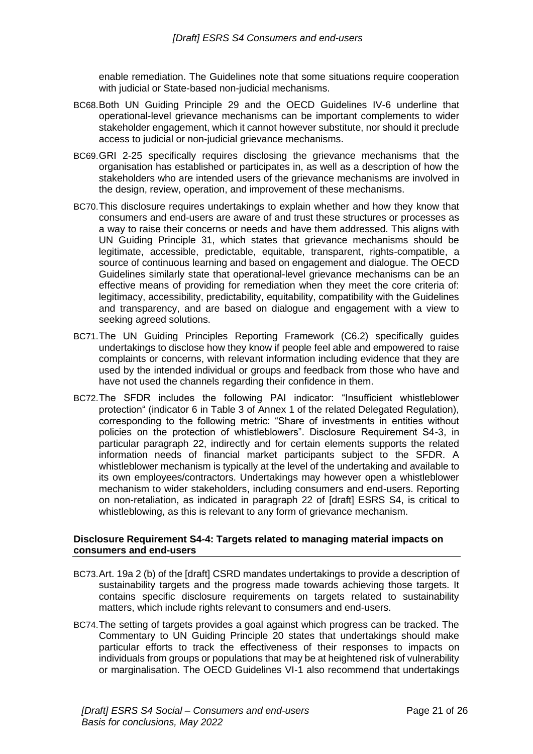enable remediation. The Guidelines note that some situations require cooperation with judicial or State-based non-judicial mechanisms.

BC68. Both UN Guiding Principle 29 and the OECD Guidelines IV-6 underline that operational-level grievance mechanisms can be important complements to wider stakeholder engagement, which it cannot however substitute, nor should it preclude access to judicial or non-judicial grievance mechanisms.

BC69. GRI 2-25 specifically requires disclosing the grievance mechanisms that the organisation has established or participates in, as well as a description of how the stakeholders who are intended users of the grievance mechanisms are involved in the design, review, operation, and improvement of these mechanisms.

BC70. This disclosure requires undertakings to explain whether and how they know that consumers and end-users are aware of and trust these structures or processes as a way to raise their concerns or needs and have them addressed. This aligns with UN Guiding Principle 31, which states that grievance mechanisms should be legitimate, accessible, predictable, equitable, transparent, rights-compatible, a source of continuous learning and based on engagement and dialogue. The OECD Guidelines similarly state that operational-level grievance mechanisms can be an effective means of providing for remediation when they meet the core criteria of: legitimacy, accessibility, predictability, equitability, compatibility with the Guidelines and transparency, and are based on dialogue and engagement with a view to seeking agreed solutions.

BC71. The UN Guiding Principles Reporting Framework (C6.2) specifically guides undertakings to disclose how they know if people feel able and empowered to raise complaints or concerns, with relevant information including evidence that they are used by the intended individual or groups and feedback from those who have and have not used the channels regarding their confidence in them.

BC72. The SFDR includes the following PAI indicator: "Insufficient whistleblower protection" (indicator 6 in Table 3 of Annex 1 of the related Delegated Regulation), corresponding to the following metric: "Share of investments in entities without policies on the protection of whistleblowers". Disclosure Requirement S4-3, in particular paragraph 22, indirectly and for certain elements supports the related information needs of financial market participants subject to the SFDR. A whistleblower mechanism is typically at the level of the undertaking and available to its own employees/contractors. Undertakings may however open a whistleblower mechanism to wider stakeholders, including consumers and end-users. Reporting on non-retaliation, as indicated in paragraph 22 of [draft] ESRS S4, is critical to whistleblowing, as this is relevant to any form of grievance mechanism.

### Disclosure Requirement S4-4: Targets related to managing material impacts on consumers and end-users

BC73. Art. 19a 2 (b) of the [draft] CSRD mandates undertakings to provide a description of sustainability targets and the progress made towards achieving those targets. It contains specific disclosure requirements on targets related to sustainability matters, which include rights relevant to consumers and end-users.

BC74. The setting of targets provides a goal against which progress can be tracked. The Commentary to UN Guiding Principle 20 states that undertakings should make particular efforts to track the effectiveness of their responses to impacts on individuals from groups or populations that may be at heightened risk of vulnerability or marginalisation. The OECD Guidelines VI-1 also recommend that undertakings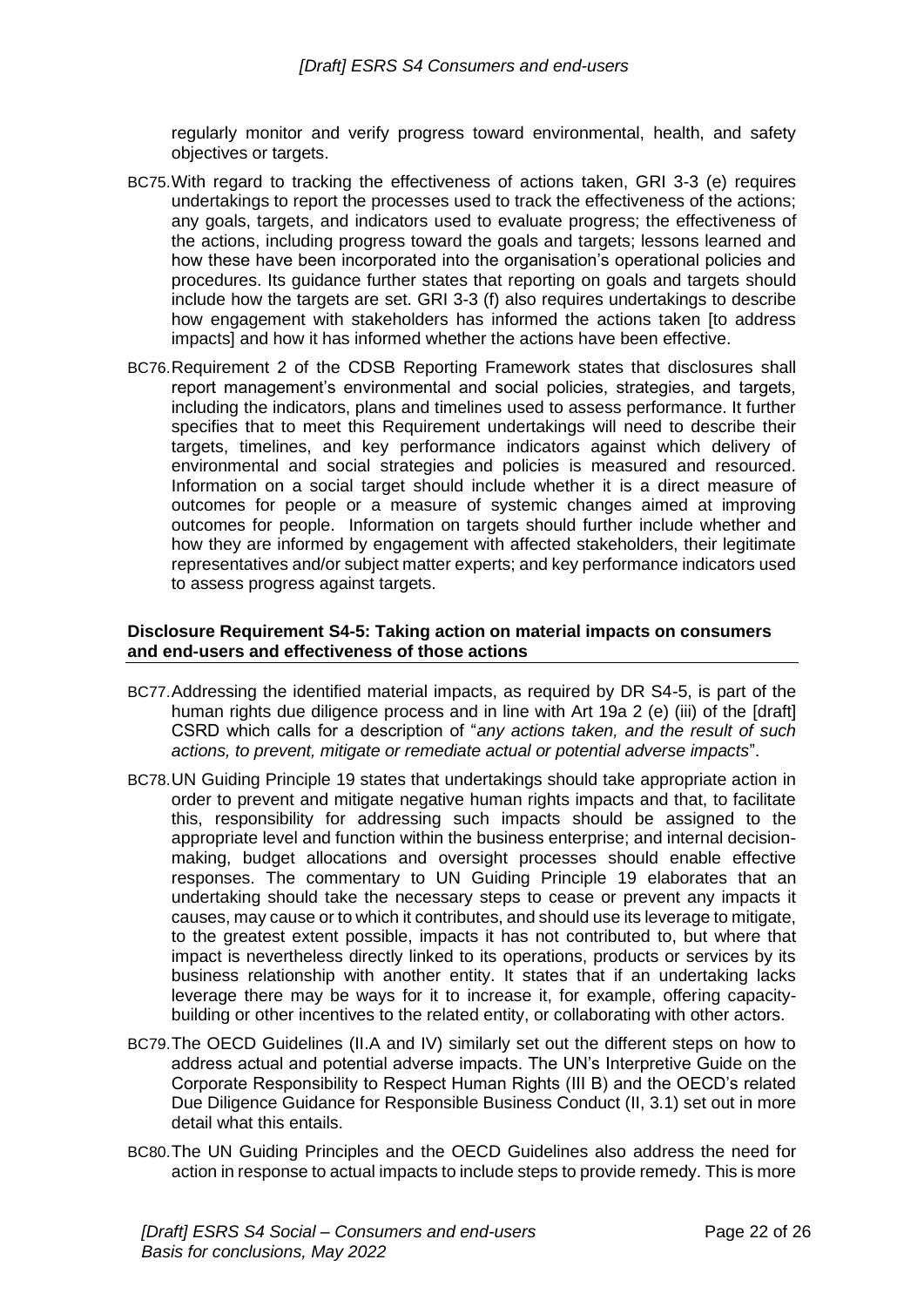regularly monitor and verify progress toward environmental, health, and safety objectives or targets.

BC75. With regard to tracking the effectiveness of actions taken, GRI 3-3 (e) requires undertakings to report the processes used to track the effectiveness of the actions; any goals, targets, and indicators used to evaluate progress; the effectiveness of the actions, including progress toward the goals and targets; lessons learned and how these have been incorporated into the organisation's operational policies and procedures. Its guidance further states that reporting on goals and targets should include how the targets are set. GRI 3-3 (f) also requires undertakings to describe how engagement with stakeholders has informed the actions taken [to address impacts] and how it has informed whether the actions have been effective.

BC76. Requirement 2 of the CDSB Reporting Framework states that disclosures shall report management's environmental and social policies, strategies, and targets, including the indicators, plans and timelines used to assess performance. It further specifies that to meet this Requirement undertakings will need to describe their targets, timelines, and key performance indicators against which delivery of environmental and social strategies and policies is measured and resourced. Information on a social target should include whether it is a direct measure of outcomes for people or a measure of systemic changes aimed at improving outcomes for people. Information on targets should further include whether and how they are informed by engagement with affected stakeholders, their legitimate representatives and/or subject matter experts; and key performance indicators used to assess progress against targets.

### Disclosure Requirement S4-5: Taking action on material impacts on consumers and end-users and effectiveness of those actions

BC77. Addressing the identified material impacts, as required by DR S4-5, is part of the human rights due diligence process and in line with Art 19a 2 (e) (iii) of the [draft] CSRD which calls for a description of "*any actions taken, and the result of such actions, to prevent, mitigate or remediate actual or potential adverse impacts*".

BC78. UN Guiding Principle 19 states that undertakings should take appropriate action in order to prevent and mitigate negative human rights impacts and that, to facilitate this, responsibility for addressing such impacts should be assigned to the appropriate level and function within the business enterprise; and internal decision-making, budget allocations and oversight processes should enable effective responses. The commentary to UN Guiding Principle 19 elaborates that an undertaking should take the necessary steps to cease or prevent any impacts it causes, may cause or to which it contributes, and should use its leverage to mitigate, to the greatest extent possible, impacts it has not contributed to, but where that impact is nevertheless directly linked to its operations, products or services by its business relationship with another entity. It states that if an undertaking lacks leverage there may be ways for it to increase it, for example, offering capacity-building or other incentives to the related entity, or collaborating with other actors.

BC79. The OECD Guidelines (II.A and IV) similarly set out the different steps on how to address actual and potential adverse impacts. The UN's Interpretive Guide on the Corporate Responsibility to Respect Human Rights (III B) and the OECD's related Due Diligence Guidance for Responsible Business Conduct (II, 3.1) set out in more detail what this entails.

BC80. The UN Guiding Principles and the OECD Guidelines also address the need for action in response to actual impacts to include steps to provide remedy. This is more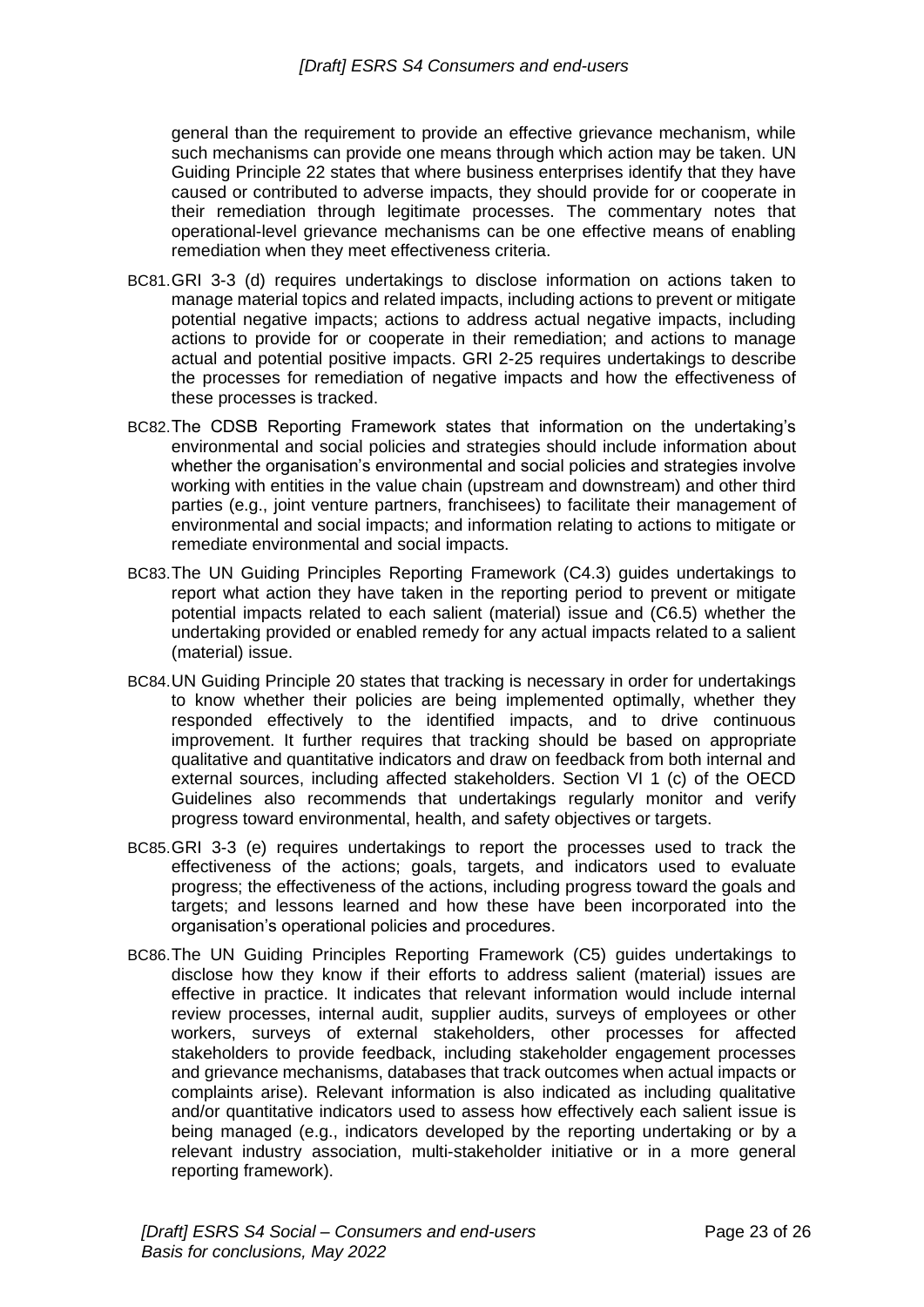general than the requirement to provide an effective grievance mechanism, while such mechanisms can provide one means through which action may be taken. UN Guiding Principle 22 states that where business enterprises identify that they have caused or contributed to adverse impacts, they should provide for or cooperate in their remediation through legitimate processes. The commentary notes that operational-level grievance mechanisms can be one effective means of enabling remediation when they meet effectiveness criteria.

BC81. GRI 3-3 (d) requires undertakings to disclose information on actions taken to manage material topics and related impacts, including actions to prevent or mitigate potential negative impacts; actions to address actual negative impacts, including actions to provide for or cooperate in their remediation; and actions to manage actual and potential positive impacts. GRI 2-25 requires undertakings to describe the processes for remediation of negative impacts and how the effectiveness of these processes is tracked.

BC82. The CDSB Reporting Framework states that information on the undertaking's environmental and social policies and strategies should include information about whether the organisation's environmental and social policies and strategies involve working with entities in the value chain (upstream and downstream) and other third parties (e.g., joint venture partners, franchisees) to facilitate their management of environmental and social impacts; and information relating to actions to mitigate or remediate environmental and social impacts.

BC83. The UN Guiding Principles Reporting Framework (C4.3) guides undertakings to report what action they have taken in the reporting period to prevent or mitigate potential impacts related to each salient (material) issue and (C6.5) whether the undertaking provided or enabled remedy for any actual impacts related to a salient (material) issue.

BC84. UN Guiding Principle 20 states that tracking is necessary in order for undertakings to know whether their policies are being implemented optimally, whether they responded effectively to the identified impacts, and to drive continuous improvement. It further requires that tracking should be based on appropriate qualitative and quantitative indicators and draw on feedback from both internal and external sources, including affected stakeholders. Section VI 1 (c) of the OECD Guidelines also recommends that undertakings regularly monitor and verify progress toward environmental, health, and safety objectives or targets.

BC85. GRI 3-3 (e) requires undertakings to report the processes used to track the effectiveness of the actions; goals, targets, and indicators used to evaluate progress; the effectiveness of the actions, including progress toward the goals and targets; and lessons learned and how these have been incorporated into the organisation's operational policies and procedures.

BC86. The UN Guiding Principles Reporting Framework (C5) guides undertakings to disclose how they know if their efforts to address salient (material) issues are effective in practice. It indicates that relevant information would include internal review processes, internal audit, supplier audits, surveys of employees or other workers, surveys of external stakeholders, other processes for affected stakeholders to provide feedback, including stakeholder engagement processes and grievance mechanisms, databases that track outcomes when actual impacts or complaints arise). Relevant information is also indicated as including qualitative and/or quantitative indicators used to assess how effectively each salient issue is being managed (e.g., indicators developed by the reporting undertaking or by a relevant industry association, multi-stakeholder initiative or in a more general reporting framework).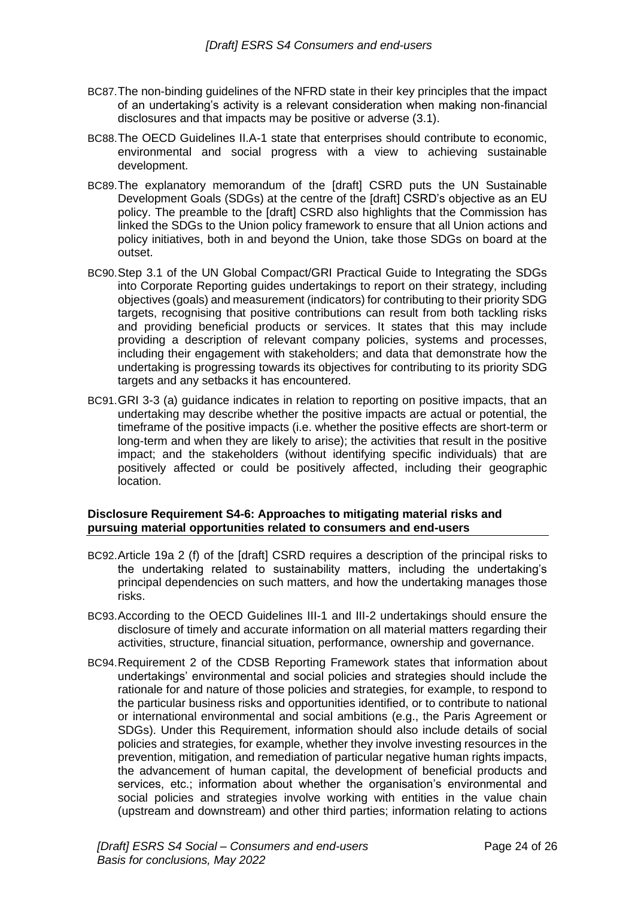BC87. The non-binding guidelines of the NFRD state in their key principles that the impact of an undertaking's activity is a relevant consideration when making non-financial disclosures and that impacts may be positive or adverse (3.1).

BC88. The OECD Guidelines II.A-1 state that enterprises should contribute to economic, environmental and social progress with a view to achieving sustainable development.

BC89. The explanatory memorandum of the [draft] CSRD puts the UN Sustainable Development Goals (SDGs) at the centre of the [draft] CSRD's objective as an EU policy. The preamble to the [draft] CSRD also highlights that the Commission has linked the SDGs to the Union policy framework to ensure that all Union actions and policy initiatives, both in and beyond the Union, take those SDGs on board at the outset.

BC90. Step 3.1 of the UN Global Compact/GRI Practical Guide to Integrating the SDGs into Corporate Reporting guides undertakings to report on their strategy, including objectives (goals) and measurement (indicators) for contributing to their priority SDG targets, recognising that positive contributions can result from both tackling risks and providing beneficial products or services. It states that this may include providing a description of relevant company policies, systems and processes, including their engagement with stakeholders; and data that demonstrate how the undertaking is progressing towards its objectives for contributing to its priority SDG targets and any setbacks it has encountered.

BC91. GRI 3-3 (a) guidance indicates in relation to reporting on positive impacts, that an undertaking may describe whether the positive impacts are actual or potential, the timeframe of the positive impacts (i.e. whether the positive effects are short-term or long-term and when they are likely to arise); the activities that result in the positive impact; and the stakeholders (without identifying specific individuals) that are positively affected or could be positively affected, including their geographic location.

**Disclosure Requirement S4-6: Approaches to mitigating material risks and pursuing material opportunities related to consumers and end-users**

BC92. Article 19a 2 (f) of the [draft] CSRD requires a description of the principal risks to the undertaking related to sustainability matters, including the undertaking's principal dependencies on such matters, and how the undertaking manages those risks.

BC93. According to the OECD Guidelines III-1 and III-2 undertakings should ensure the disclosure of timely and accurate information on all material matters regarding their activities, structure, financial situation, performance, ownership and governance.

BC94. Requirement 2 of the CDSB Reporting Framework states that information about undertakings' environmental and social policies and strategies should include the rationale for and nature of those policies and strategies, for example, to respond to the particular business risks and opportunities identified, or to contribute to national or international environmental and social ambitions (e.g., the Paris Agreement or SDGs). Under this Requirement, information should also include details of social policies and strategies, for example, whether they involve investing resources in the prevention, mitigation, and remediation of particular negative human rights impacts, the advancement of human capital, the development of beneficial products and services, etc.; information about whether the organisation's environmental and social policies and strategies involve working with entities in the value chain (upstream and downstream) and other third parties; information relating to actions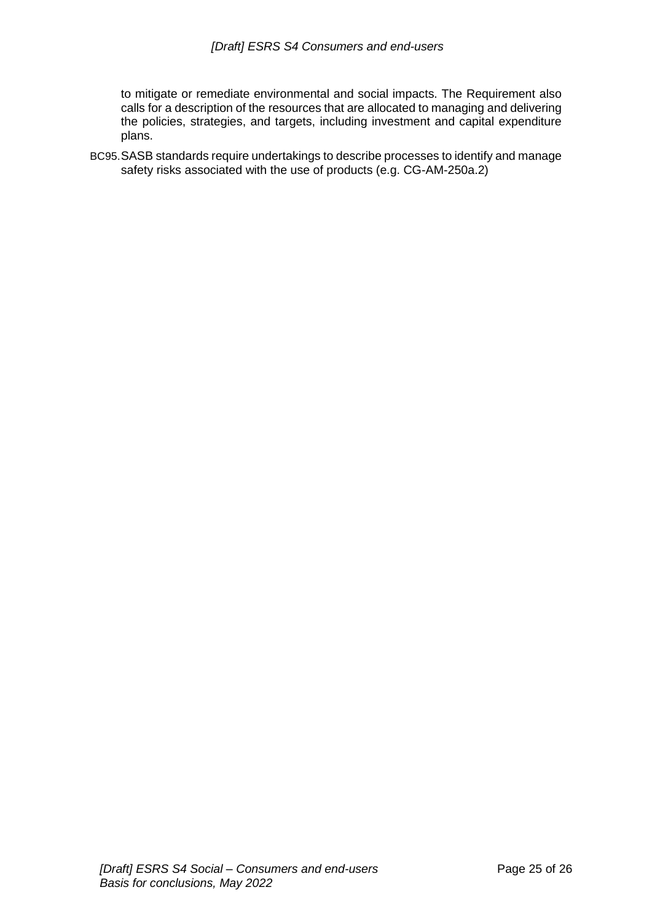to mitigate or remediate environmental and social impacts. The Requirement also calls for a description of the resources that are allocated to managing and delivering the policies, strategies, and targets, including investment and capital expenditure plans.

BC95. SASB standards require undertakings to describe processes to identify and manage safety risks associated with the use of products (e.g. CG-AM-250a.2)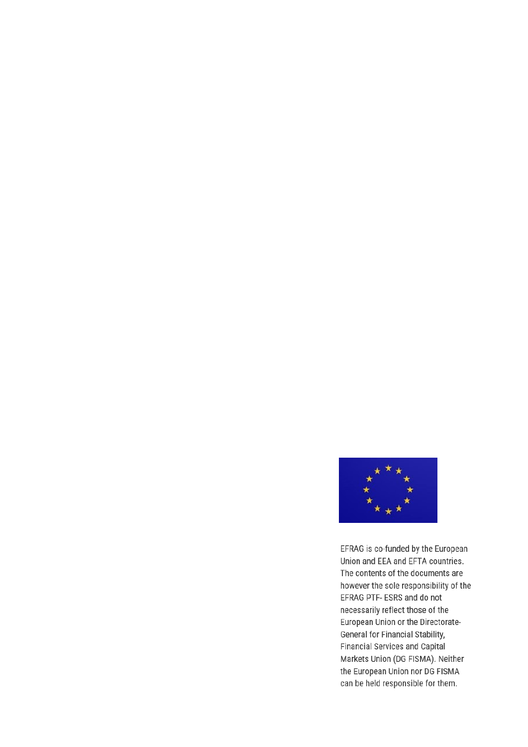EFRAG is co-funded by the European Union and EEA and EFTA countries. The contents of the documents are however the sole responsibility of the EFRAG PTF- ESRS and do not necessarily reflect those of the European Union or the Directorate-General for Financial Stability, Financial Services and Capital Markets Union (DG FISMA). Neither the European Union nor DG FISMA can be held responsible for them.